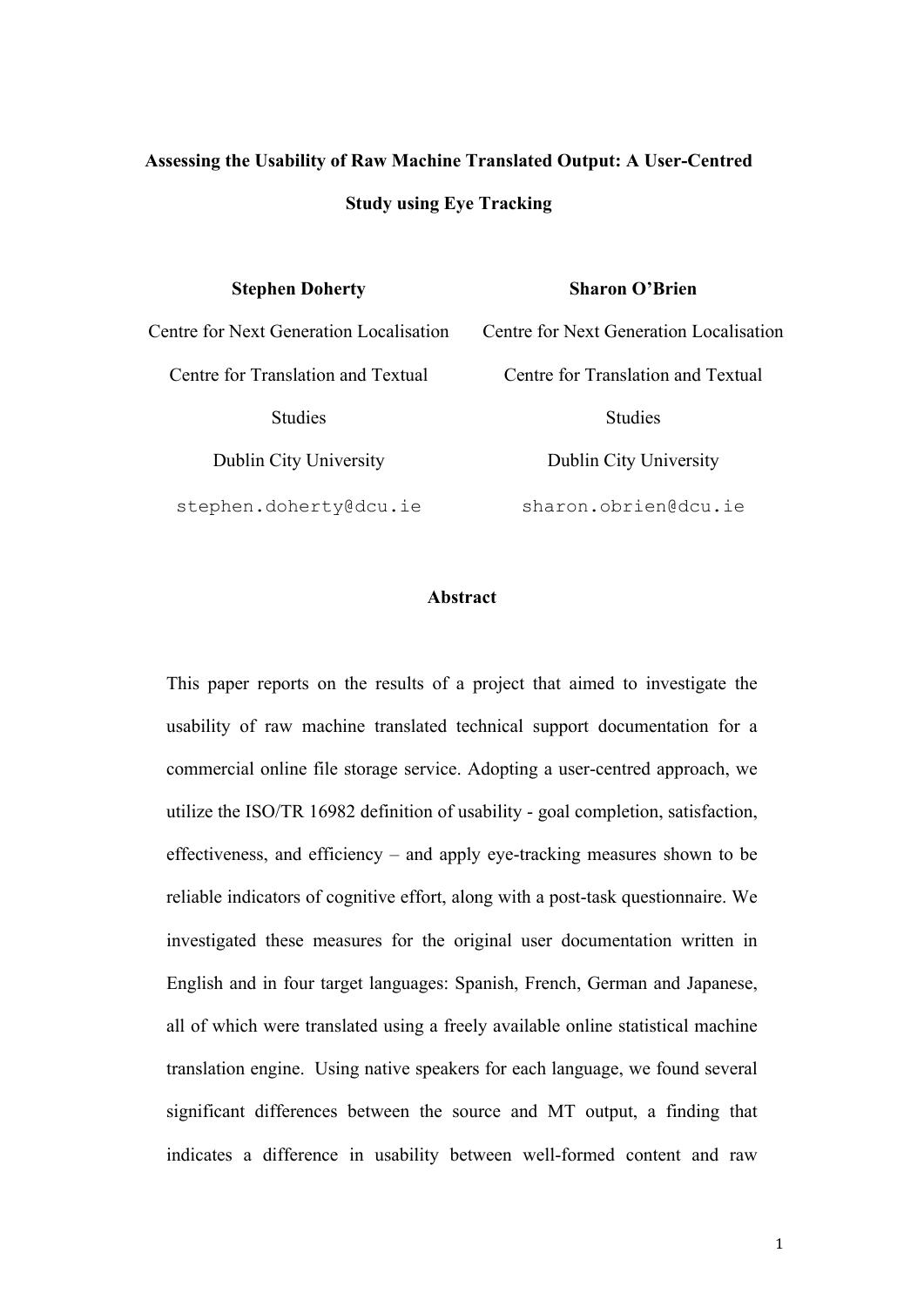# Assessing the Usability of Raw Machine Translated Output: A User-Centred Study using Eye Tracking

**Stephen Doherty**
Centre for Next Generation Localisation
Centre for Translation and Textual Studies
Dublin City University
stephen.doherty@dcu.ie

**Sharon O'Brien**
Centre for Next Generation Localisation
Centre for Translation and Textual Studies
Dublin City University
sharon.obrien@dcu.ie

## Abstract

This paper reports on the results of a project that aimed to investigate the usability of raw machine translated technical support documentation for a commercial online file storage service. Adopting a user-centred approach, we utilize the ISO/TR 16982 definition of usability - goal completion, satisfaction, effectiveness, and efficiency – and apply eye-tracking measures shown to be reliable indicators of cognitive effort, along with a post-task questionnaire. We investigated these measures for the original user documentation written in English and in four target languages: Spanish, French, German and Japanese, all of which were translated using a freely available online statistical machine translation engine. Using native speakers for each language, we found several significant differences between the source and MT output, a finding that indicates a difference in usability between well-formed content and raw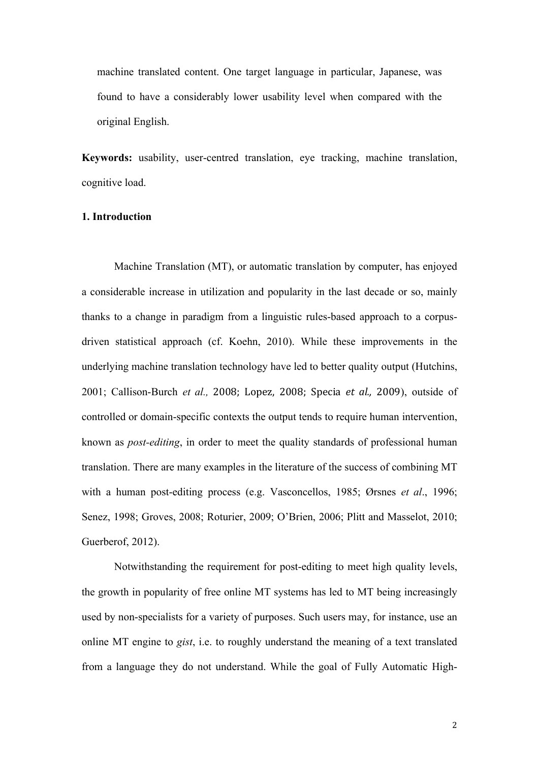machine translated content. One target language in particular, Japanese, was found to have a considerably lower usability level when compared with the original English.

**Keywords:** usability, user-centred translation, eye tracking, machine translation, cognitive load.

## 1. Introduction

Machine Translation (MT), or automatic translation by computer, has enjoyed a considerable increase in utilization and popularity in the last decade or so, mainly thanks to a change in paradigm from a linguistic rules-based approach to a corpus-driven statistical approach (cf. Koehn, 2010). While these improvements in the underlying machine translation technology have led to better quality output (Hutchins, 2001; Callison-Burch *et al.,* 2008; Lopez, 2008; Specia *et al.,* 2009), outside of controlled or domain-specific contexts the output tends to require human intervention, known as *post-editing*, in order to meet the quality standards of professional human translation. There are many examples in the literature of the success of combining MT with a human post-editing process (e.g. Vasconcellos, 1985; Ørsnes *et al*., 1996; Senez, 1998; Groves, 2008; Roturier, 2009; O'Brien, 2006; Plitt and Masselot, 2010; Guerberof, 2012).

Notwithstanding the requirement for post-editing to meet high quality levels, the growth in popularity of free online MT systems has led to MT being increasingly used by non-specialists for a variety of purposes. Such users may, for instance, use an online MT engine to *gist*, i.e. to roughly understand the meaning of a text translated from a language they do not understand. While the goal of Fully Automatic High-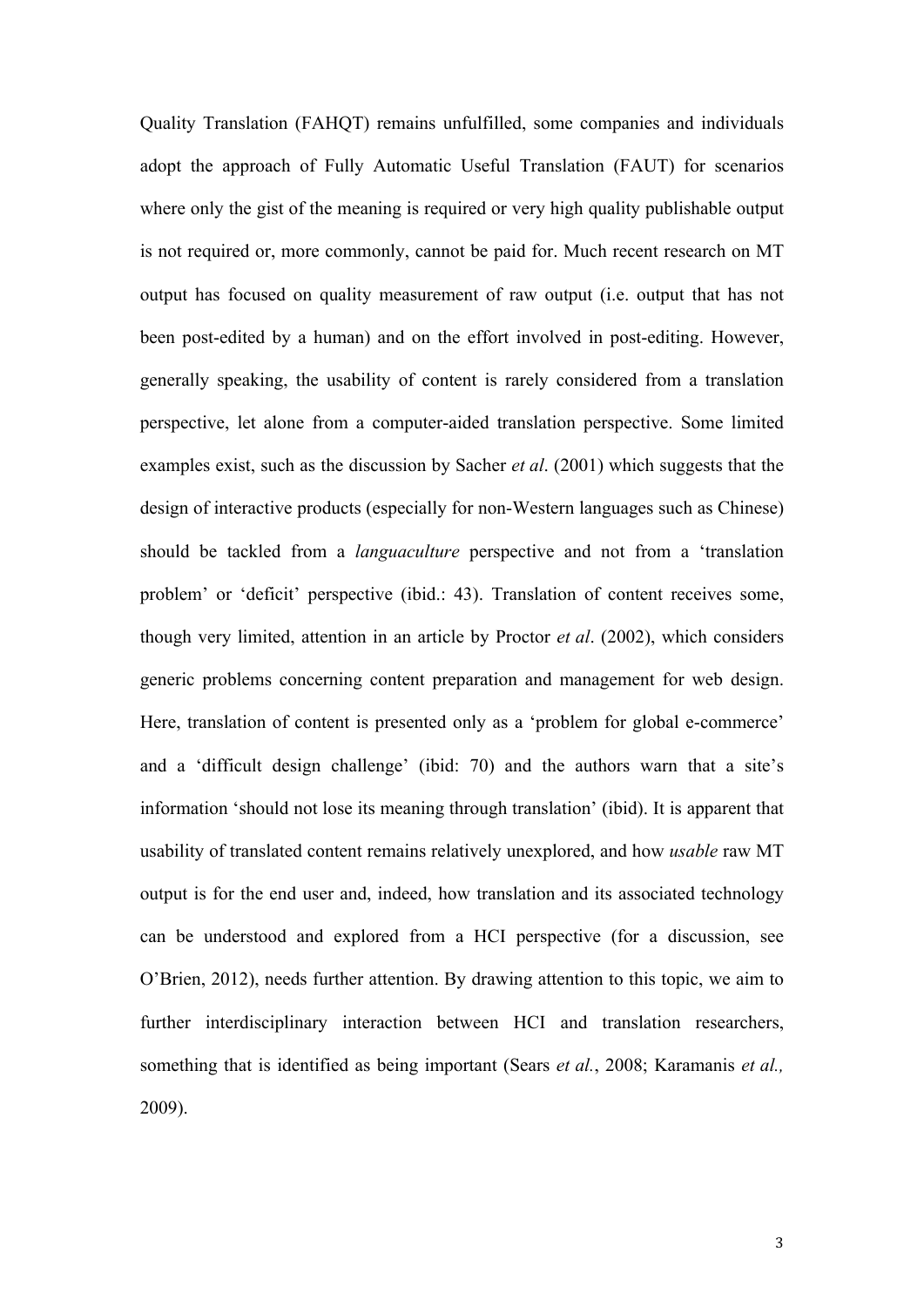Quality Translation (FAHQT) remains unfulfilled, some companies and individuals adopt the approach of Fully Automatic Useful Translation (FAUT) for scenarios where only the gist of the meaning is required or very high quality publishable output is not required or, more commonly, cannot be paid for. Much recent research on MT output has focused on quality measurement of raw output (i.e. output that has not been post-edited by a human) and on the effort involved in post-editing. However, generally speaking, the usability of content is rarely considered from a translation perspective, let alone from a computer-aided translation perspective. Some limited examples exist, such as the discussion by Sacher *et al*. (2001) which suggests that the design of interactive products (especially for non-Western languages such as Chinese) should be tackled from a *languaculture* perspective and not from a 'translation problem' or 'deficit' perspective (ibid.: 43). Translation of content receives some, though very limited, attention in an article by Proctor *et al*. (2002), which considers generic problems concerning content preparation and management for web design. Here, translation of content is presented only as a 'problem for global e-commerce' and a 'difficult design challenge' (ibid: 70) and the authors warn that a site's information 'should not lose its meaning through translation' (ibid). It is apparent that usability of translated content remains relatively unexplored, and how *usable* raw MT output is for the end user and, indeed, how translation and its associated technology can be understood and explored from a HCI perspective (for a discussion, see O'Brien, 2012), needs further attention. By drawing attention to this topic, we aim to further interdisciplinary interaction between HCI and translation researchers, something that is identified as being important (Sears *et al.*, 2008; Karamanis *et al.,* 2009).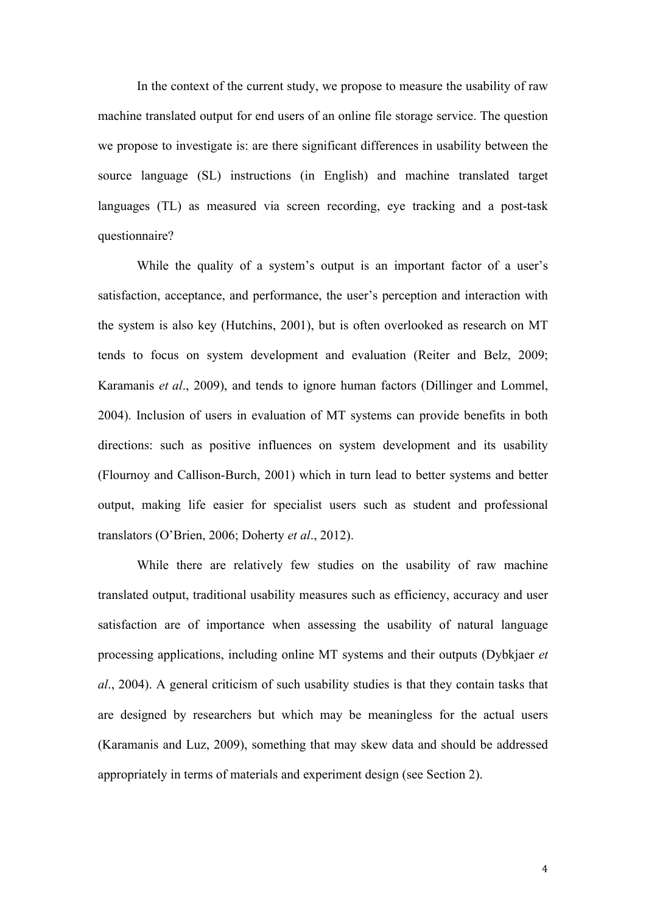In the context of the current study, we propose to measure the usability of raw machine translated output for end users of an online file storage service. The question we propose to investigate is: are there significant differences in usability between the source language (SL) instructions (in English) and machine translated target languages (TL) as measured via screen recording, eye tracking and a post-task questionnaire?

While the quality of a system's output is an important factor of a user's satisfaction, acceptance, and performance, the user's perception and interaction with the system is also key (Hutchins, 2001), but is often overlooked as research on MT tends to focus on system development and evaluation (Reiter and Belz, 2009; Karamanis *et al*., 2009), and tends to ignore human factors (Dillinger and Lommel, 2004). Inclusion of users in evaluation of MT systems can provide benefits in both directions: such as positive influences on system development and its usability (Flournoy and Callison-Burch, 2001) which in turn lead to better systems and better output, making life easier for specialist users such as student and professional translators (O'Brien, 2006; Doherty *et al*., 2012).

While there are relatively few studies on the usability of raw machine translated output, traditional usability measures such as efficiency, accuracy and user satisfaction are of importance when assessing the usability of natural language processing applications, including online MT systems and their outputs (Dybkjaer *et al*., 2004). A general criticism of such usability studies is that they contain tasks that are designed by researchers but which may be meaningless for the actual users (Karamanis and Luz, 2009), something that may skew data and should be addressed appropriately in terms of materials and experiment design (see Section 2).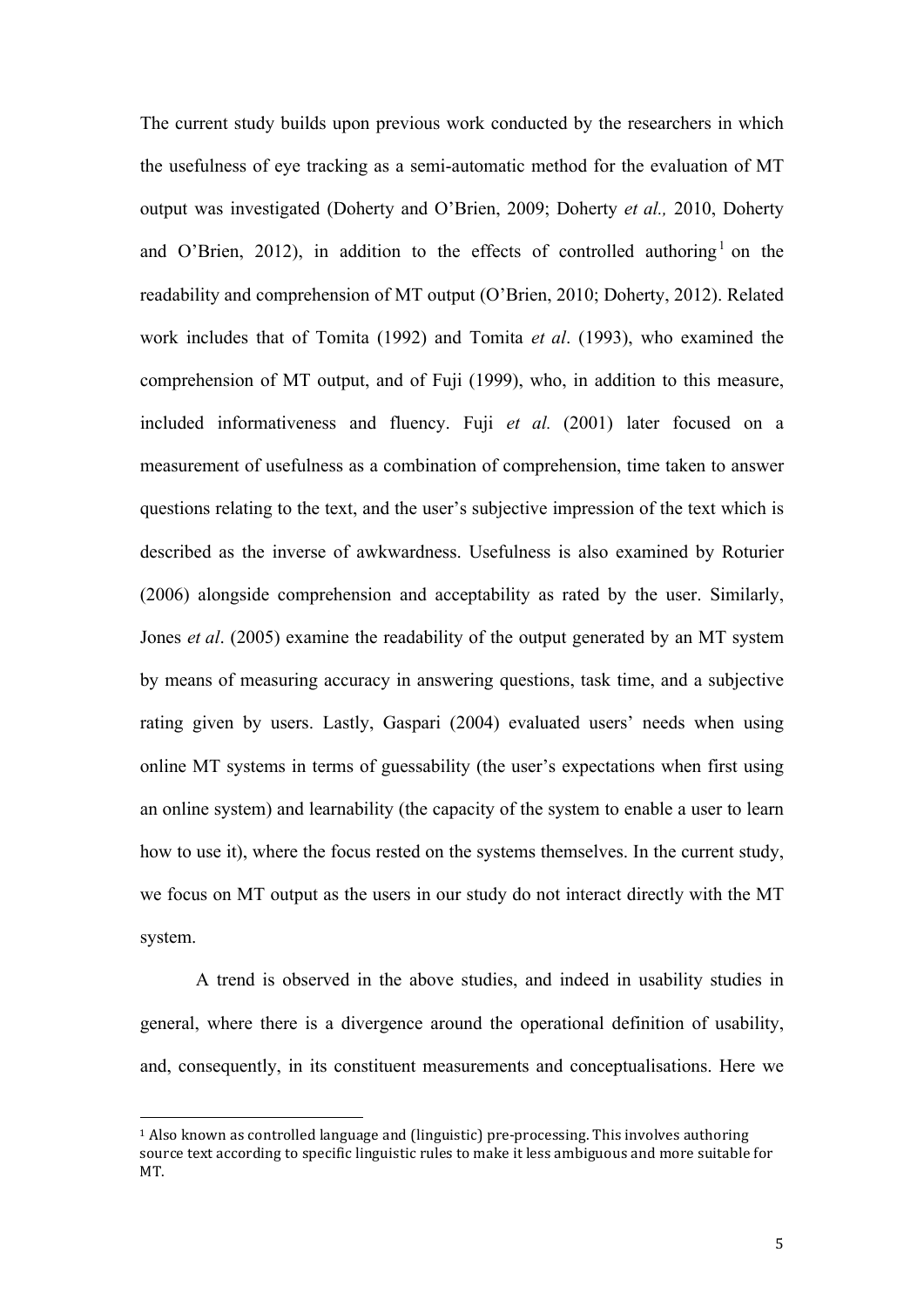The current study builds upon previous work conducted by the researchers in which the usefulness of eye tracking as a semi-automatic method for the evaluation of MT output was investigated (Doherty and O'Brien, 2009; Doherty *et al.,* 2010, Doherty and O'Brien, 2012), in addition to the effects of controlled authoring[1] on the readability and comprehension of MT output (O'Brien, 2010; Doherty, 2012). Related work includes that of Tomita (1992) and Tomita *et al*. (1993), who examined the comprehension of MT output, and of Fuji (1999), who, in addition to this measure, included informativeness and fluency. Fuji *et al.* (2001) later focused on a measurement of usefulness as a combination of comprehension, time taken to answer questions relating to the text, and the user's subjective impression of the text which is described as the inverse of awkwardness. Usefulness is also examined by Roturier (2006) alongside comprehension and acceptability as rated by the user. Similarly, Jones *et al*. (2005) examine the readability of the output generated by an MT system by means of measuring accuracy in answering questions, task time, and a subjective rating given by users. Lastly, Gaspari (2004) evaluated users' needs when using online MT systems in terms of guessability (the user's expectations when first using an online system) and learnability (the capacity of the system to enable a user to learn how to use it), where the focus rested on the systems themselves. In the current study, we focus on MT output as the users in our study do not interact directly with the MT system.

A trend is observed in the above studies, and indeed in usability studies in general, where there is a divergence around the operational definition of usability, and, consequently, in its constituent measurements and conceptualisations. Here we

[1] Also known as controlled language and (linguistic) pre-processing. This involves authoring source text according to specific linguistic rules to make it less ambiguous and more suitable for MT.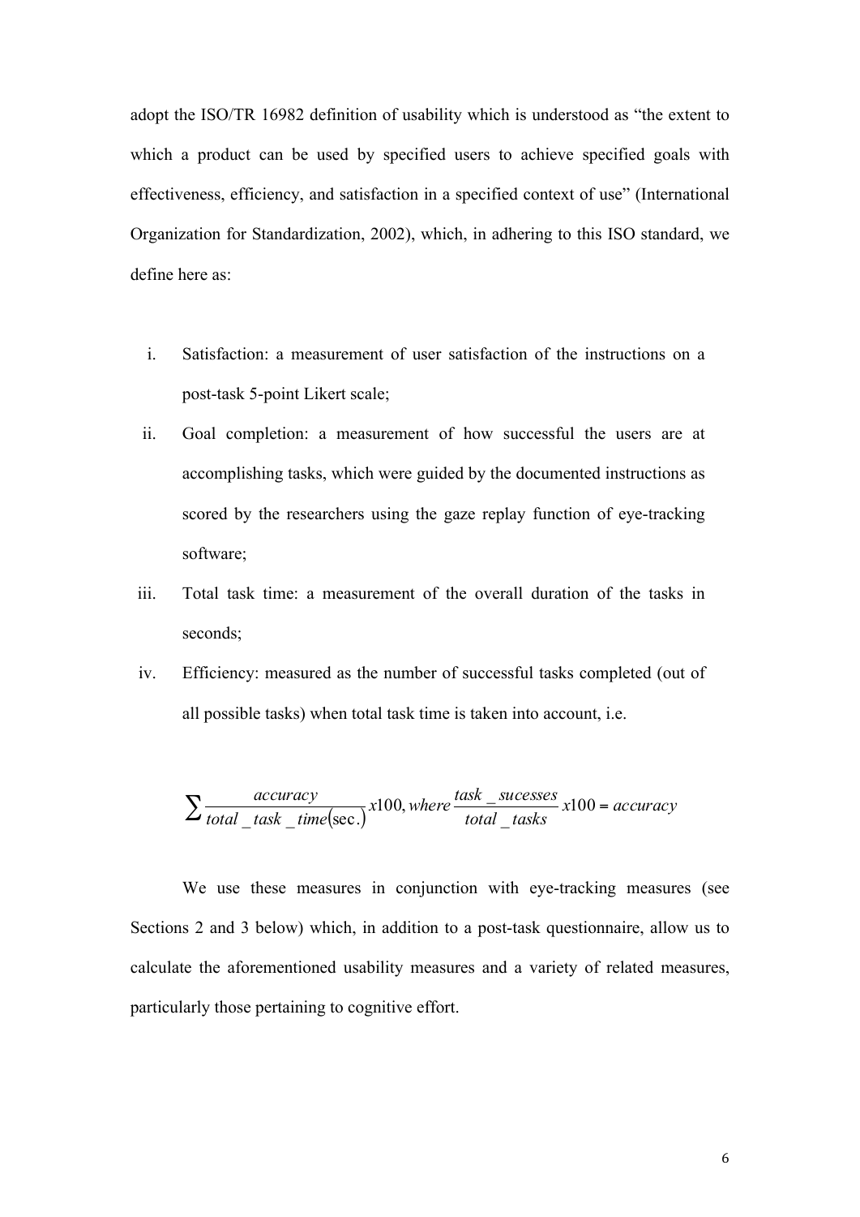adopt the ISO/TR 16982 definition of usability which is understood as "the extent to which a product can be used by specified users to achieve specified goals with effectiveness, efficiency, and satisfaction in a specified context of use" (International Organization for Standardization, 2002), which, in adhering to this ISO standard, we define here as:

i. Satisfaction: a measurement of user satisfaction of the instructions on a post-task 5-point Likert scale;
ii. Goal completion: a measurement of how successful the users are at accomplishing tasks, which were guided by the documented instructions as scored by the researchers using the gaze replay function of eye-tracking software;
iii. Total task time: a measurement of the overall duration of the tasks in seconds;
iv. Efficiency: measured as the number of successful tasks completed (out of all possible tasks) when total task time is taken into account, i.e.

$$\sum \frac{accuracy}{total\_task\_time(\text{sec.})} x100, where \frac{task\_sucesses}{total\_tasks} x100 = accuracy$$

We use these measures in conjunction with eye-tracking measures (see Sections 2 and 3 below) which, in addition to a post-task questionnaire, allow us to calculate the aforementioned usability measures and a variety of related measures, particularly those pertaining to cognitive effort.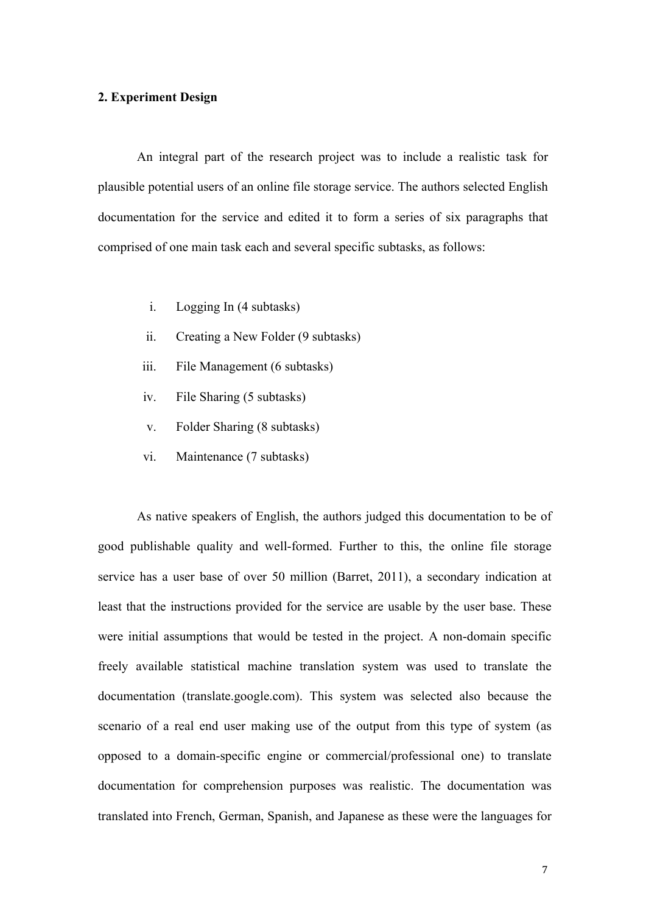## 2. Experiment Design

An integral part of the research project was to include a realistic task for plausible potential users of an online file storage service. The authors selected English documentation for the service and edited it to form a series of six paragraphs that comprised of one main task each and several specific subtasks, as follows:

i. Logging In (4 subtasks)
ii. Creating a New Folder (9 subtasks)
iii. File Management (6 subtasks)
iv. File Sharing (5 subtasks)
v. Folder Sharing (8 subtasks)
vi. Maintenance (7 subtasks)

As native speakers of English, the authors judged this documentation to be of good publishable quality and well-formed. Further to this, the online file storage service has a user base of over 50 million (Barret, 2011), a secondary indication at least that the instructions provided for the service are usable by the user base. These were initial assumptions that would be tested in the project. A non-domain specific freely available statistical machine translation system was used to translate the documentation (translate.google.com). This system was selected also because the scenario of a real end user making use of the output from this type of system (as opposed to a domain-specific engine or commercial/professional one) to translate documentation for comprehension purposes was realistic. The documentation was translated into French, German, Spanish, and Japanese as these were the languages for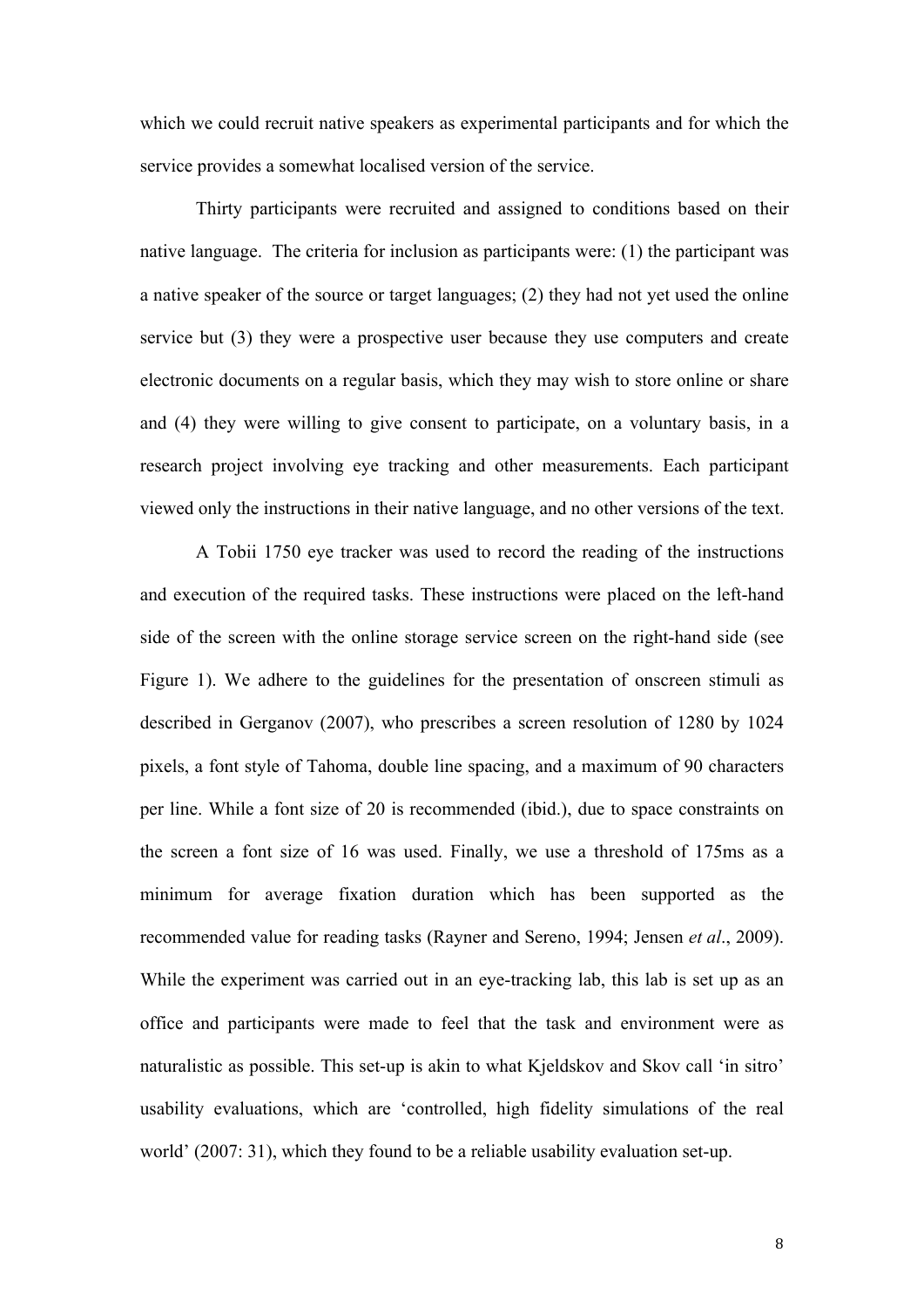which we could recruit native speakers as experimental participants and for which the service provides a somewhat localised version of the service.

Thirty participants were recruited and assigned to conditions based on their native language. The criteria for inclusion as participants were: (1) the participant was a native speaker of the source or target languages; (2) they had not yet used the online service but (3) they were a prospective user because they use computers and create electronic documents on a regular basis, which they may wish to store online or share and (4) they were willing to give consent to participate, on a voluntary basis, in a research project involving eye tracking and other measurements. Each participant viewed only the instructions in their native language, and no other versions of the text.

A Tobii 1750 eye tracker was used to record the reading of the instructions and execution of the required tasks. These instructions were placed on the left-hand side of the screen with the online storage service screen on the right-hand side (see Figure 1). We adhere to the guidelines for the presentation of onscreen stimuli as described in Gerganov (2007), who prescribes a screen resolution of 1280 by 1024 pixels, a font style of Tahoma, double line spacing, and a maximum of 90 characters per line. While a font size of 20 is recommended (ibid.), due to space constraints on the screen a font size of 16 was used. Finally, we use a threshold of 175ms as a minimum for average fixation duration which has been supported as the recommended value for reading tasks (Rayner and Sereno, 1994; Jensen *et al*., 2009). While the experiment was carried out in an eye-tracking lab, this lab is set up as an office and participants were made to feel that the task and environment were as naturalistic as possible. This set-up is akin to what Kjeldskov and Skov call 'in sitro' usability evaluations, which are 'controlled, high fidelity simulations of the real world' (2007: 31), which they found to be a reliable usability evaluation set-up.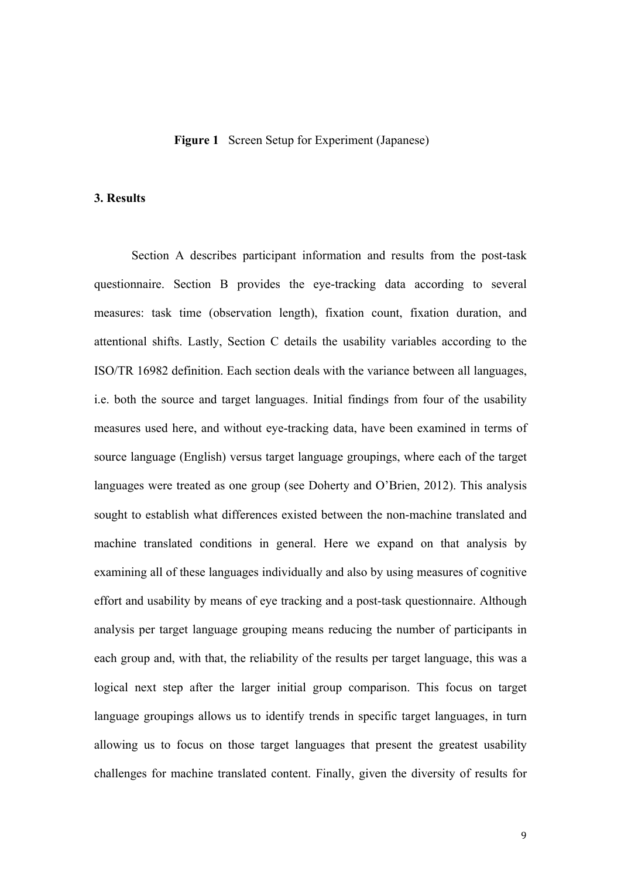**Figure 1** Screen Setup for Experiment (Japanese)

## 3. Results

Section A describes participant information and results from the post-task questionnaire. Section B provides the eye-tracking data according to several measures: task time (observation length), fixation count, fixation duration, and attentional shifts. Lastly, Section C details the usability variables according to the ISO/TR 16982 definition. Each section deals with the variance between all languages, i.e. both the source and target languages. Initial findings from four of the usability measures used here, and without eye-tracking data, have been examined in terms of source language (English) versus target language groupings, where each of the target languages were treated as one group (see Doherty and O'Brien, 2012). This analysis sought to establish what differences existed between the non-machine translated and machine translated conditions in general. Here we expand on that analysis by examining all of these languages individually and also by using measures of cognitive effort and usability by means of eye tracking and a post-task questionnaire. Although analysis per target language grouping means reducing the number of participants in each group and, with that, the reliability of the results per target language, this was a logical next step after the larger initial group comparison. This focus on target language groupings allows us to identify trends in specific target languages, in turn allowing us to focus on those target languages that present the greatest usability challenges for machine translated content. Finally, given the diversity of results for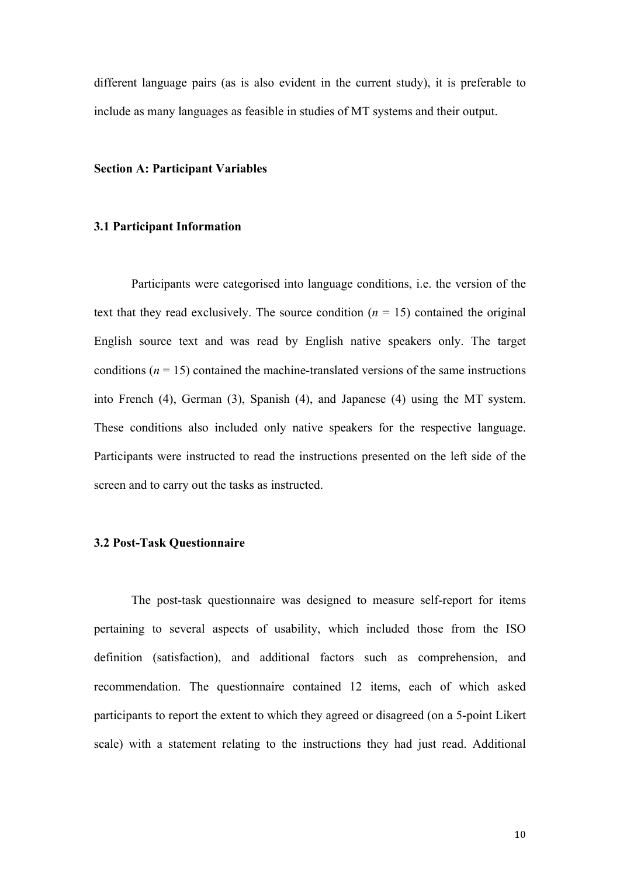different language pairs (as is also evident in the current study), it is preferable to include as many languages as feasible in studies of MT systems and their output.

## Section A: Participant Variables

### 3.1 Participant Information

Participants were categorised into language conditions, i.e. the version of the text that they read exclusively. The source condition ($n$ = 15) contained the original English source text and was read by English native speakers only. The target conditions ($n$ = 15) contained the machine-translated versions of the same instructions into French (4), German (3), Spanish (4), and Japanese (4) using the MT system. These conditions also included only native speakers for the respective language. Participants were instructed to read the instructions presented on the left side of the screen and to carry out the tasks as instructed.

### 3.2 Post-Task Questionnaire

The post-task questionnaire was designed to measure self-report for items pertaining to several aspects of usability, which included those from the ISO definition (satisfaction), and additional factors such as comprehension, and recommendation. The questionnaire contained 12 items, each of which asked participants to report the extent to which they agreed or disagreed (on a 5-point Likert scale) with a statement relating to the instructions they had just read. Additional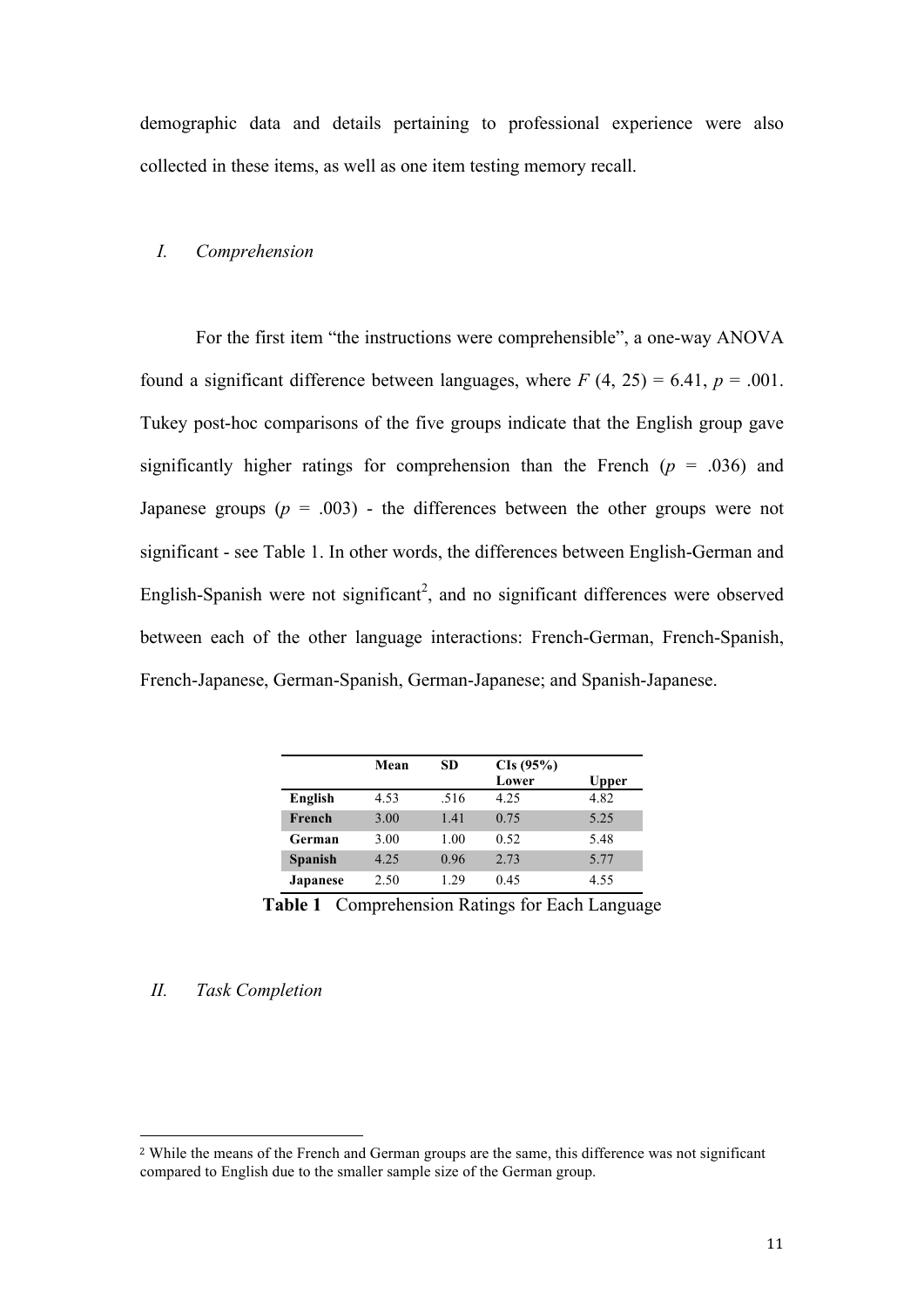demographic data and details pertaining to professional experience were also collected in these items, as well as one item testing memory recall.

### *I. Comprehension*

For the first item "the instructions were comprehensible", a one-way ANOVA found a significant difference between languages, where $F\ (4,\ 25) = 6.41$, $p = .001$. Tukey post-hoc comparisons of the five groups indicate that the English group gave significantly higher ratings for comprehension than the French ($p = .036$) and Japanese groups ($p = .003$) - the differences between the other groups were not significant - see Table 1. In other words, the differences between English-German and English-Spanish were not significant[2], and no significant differences were observed between each of the other language interactions: French-German, French-Spanish, French-Japanese, German-Spanish, German-Japanese; and Spanish-Japanese.

| | Mean | SD | CIs (95%) Lower | Upper |
|---|---|---|---|---|
| **English** | 4.53 | .516 | 4.25 | 4.82 |
| **French** | 3.00 | 1.41 | 0.75 | 5.25 |
| **German** | 3.00 | 1.00 | 0.52 | 5.48 |
| **Spanish** | 4.25 | 0.96 | 2.73 | 5.77 |
| **Japanese** | 2.50 | 1.29 | 0.45 | 4.55 |

**Table 1** Comprehension Ratings for Each Language

### *II. Task Completion*

[2] While the means of the French and German groups are the same, this difference was not significant compared to English due to the smaller sample size of the German group.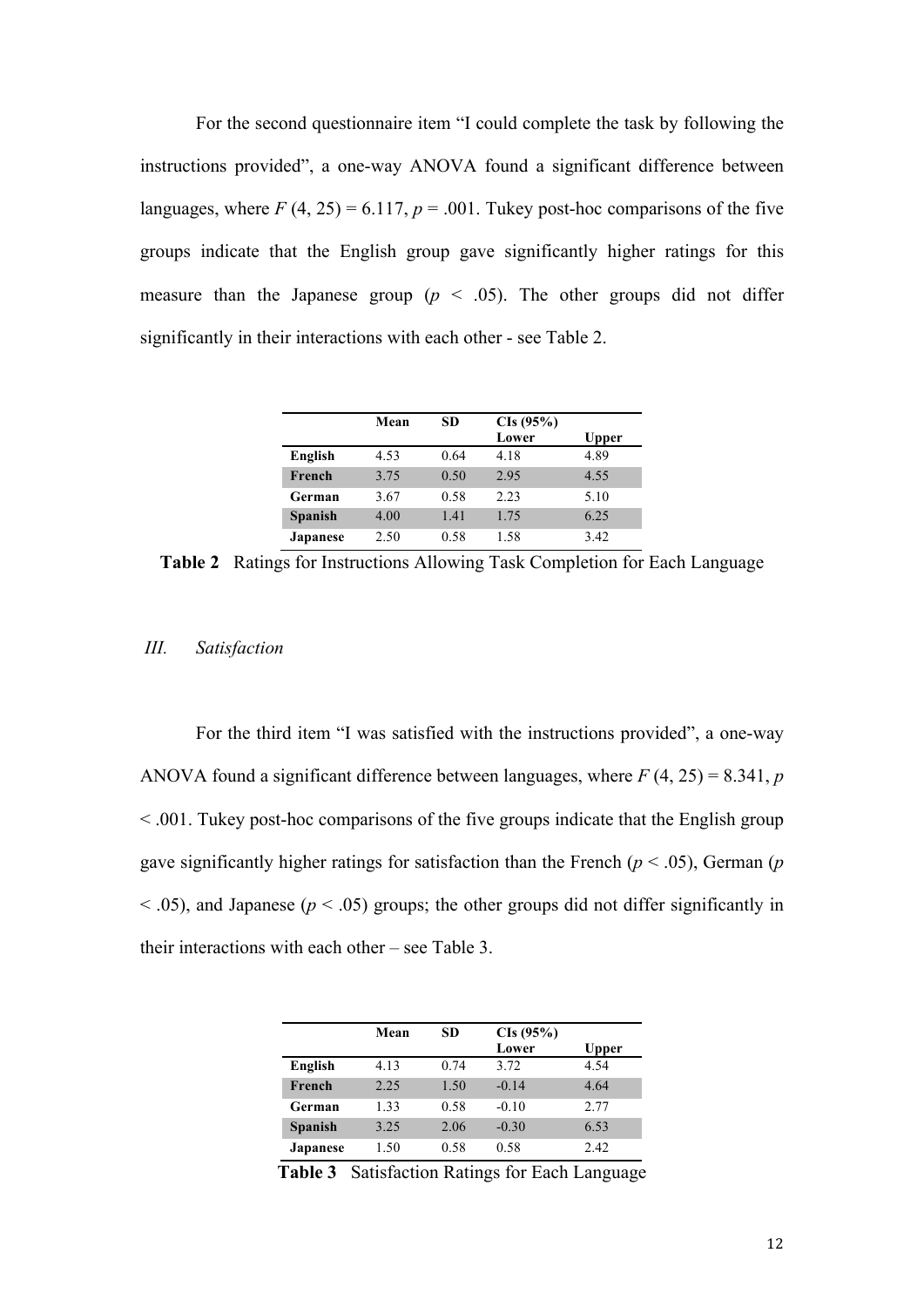For the second questionnaire item "I could complete the task by following the instructions provided", a one-way ANOVA found a significant difference between languages, where $F$ (4, 25) = 6.117, $p$ = .001. Tukey post-hoc comparisons of the five groups indicate that the English group gave significantly higher ratings for this measure than the Japanese group ($p$ < .05). The other groups did not differ significantly in their interactions with each other - see Table 2.

| | Mean | SD | CIs (95%) Lower | Upper |
|---|---|---|---|---|
| **English** | 4.53 | 0.64 | 4.18 | 4.89 |
| **French** | 3.75 | 0.50 | 2.95 | 4.55 |
| **German** | 3.67 | 0.58 | 2.23 | 5.10 |
| **Spanish** | 4.00 | 1.41 | 1.75 | 6.25 |
| **Japanese** | 2.50 | 0.58 | 1.58 | 3.42 |

**Table 2** Ratings for Instructions Allowing Task Completion for Each Language

### *III. Satisfaction*

For the third item "I was satisfied with the instructions provided", a one-way ANOVA found a significant difference between languages, where $F$ (4, 25) = 8.341, $p$ < .001. Tukey post-hoc comparisons of the five groups indicate that the English group gave significantly higher ratings for satisfaction than the French ($p$ < .05), German ($p$ < .05), and Japanese ($p$ < .05) groups; the other groups did not differ significantly in their interactions with each other – see Table 3.

| | Mean | SD | CIs (95%) Lower | Upper |
|---|---|---|---|---|
| **English** | 4.13 | 0.74 | 3.72 | 4.54 |
| **French** | 2.25 | 1.50 | -0.14 | 4.64 |
| **German** | 1.33 | 0.58 | -0.10 | 2.77 |
| **Spanish** | 3.25 | 2.06 | -0.30 | 6.53 |
| **Japanese** | 1.50 | 0.58 | 0.58 | 2.42 |

**Table 3** Satisfaction Ratings for Each Language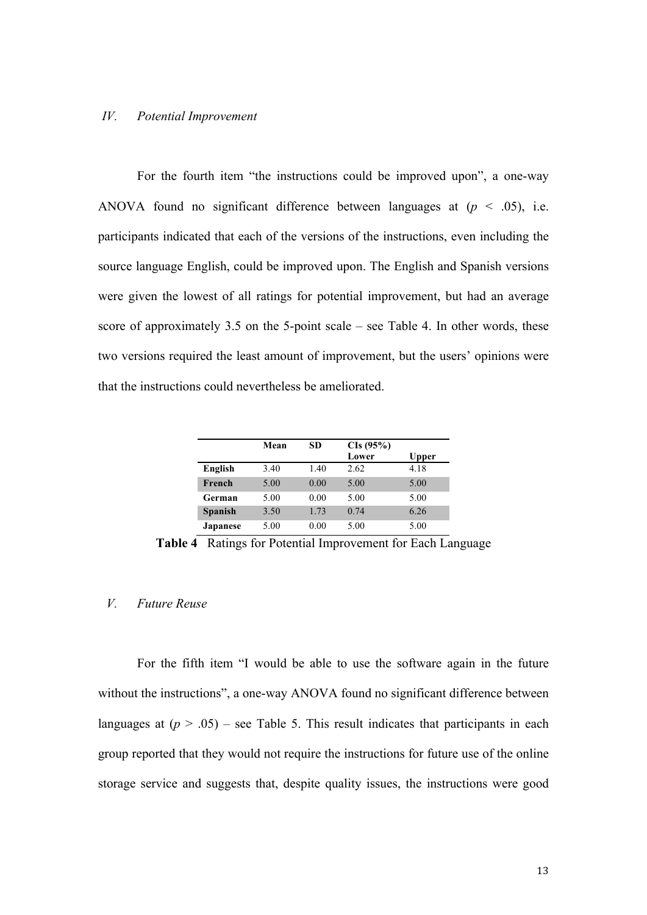## *IV. Potential Improvement*

For the fourth item "the instructions could be improved upon", a one-way ANOVA found no significant difference between languages at ($p < .05$), i.e. participants indicated that each of the versions of the instructions, even including the source language English, could be improved upon. The English and Spanish versions were given the lowest of all ratings for potential improvement, but had an average score of approximately 3.5 on the 5-point scale – see Table 4. In other words, these two versions required the least amount of improvement, but the users' opinions were that the instructions could nevertheless be ameliorated.

| | **Mean** | **SD** | **CIs (95%) Lower** | **Upper** |
|---|---|---|---|---|
| **English** | 3.40 | 1.40 | 2.62 | 4.18 |
| **French** | 5.00 | 0.00 | 5.00 | 5.00 |
| **German** | 5.00 | 0.00 | 5.00 | 5.00 |
| **Spanish** | 3.50 | 1.73 | 0.74 | 6.26 |
| **Japanese** | 5.00 | 0.00 | 5.00 | 5.00 |

**Table 4** Ratings for Potential Improvement for Each Language

## *V. Future Reuse*

For the fifth item "I would be able to use the software again in the future without the instructions", a one-way ANOVA found no significant difference between languages at ($p > .05$) – see Table 5. This result indicates that participants in each group reported that they would not require the instructions for future use of the online storage service and suggests that, despite quality issues, the instructions were good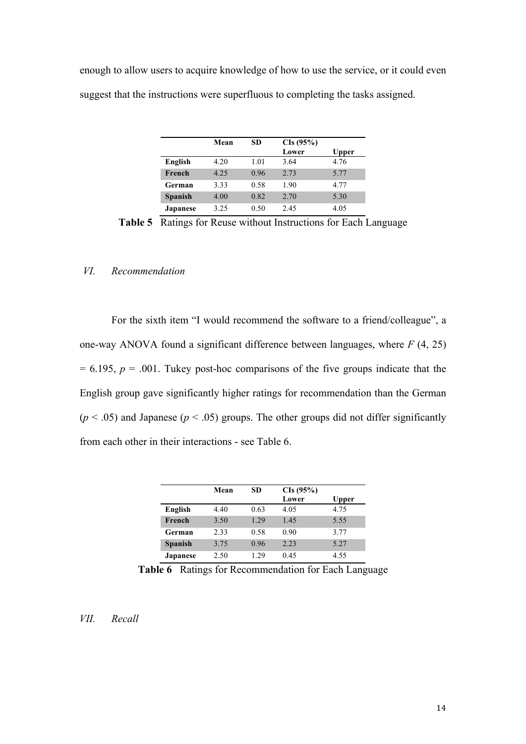enough to allow users to acquire knowledge of how to use the service, or it could even suggest that the instructions were superfluous to completing the tasks assigned.

| | Mean | SD | CIs (95%) Lower | Upper |
|---|---|---|---|---|
| **English** | 4.20 | 1.01 | 3.64 | 4.76 |
| **French** | 4.25 | 0.96 | 2.73 | 5.77 |
| **German** | 3.33 | 0.58 | 1.90 | 4.77 |
| **Spanish** | 4.00 | 0.82 | 2.70 | 5.30 |
| **Japanese** | 3.25 | 0.50 | 2.45 | 4.05 |

**Table 5** Ratings for Reuse without Instructions for Each Language

### *VI. Recommendation*

For the sixth item "I would recommend the software to a friend/colleague", a one-way ANOVA found a significant difference between languages, where $F$ (4, 25) = 6.195, $p$ = .001. Tukey post-hoc comparisons of the five groups indicate that the English group gave significantly higher ratings for recommendation than the German ($p < .05$) and Japanese ($p < .05$) groups. The other groups did not differ significantly from each other in their interactions - see Table 6.

| | Mean | SD | CIs (95%) Lower | Upper |
|---|---|---|---|---|
| **English** | 4.40 | 0.63 | 4.05 | 4.75 |
| **French** | 3.50 | 1.29 | 1.45 | 5.55 |
| **German** | 2.33 | 0.58 | 0.90 | 3.77 |
| **Spanish** | 3.75 | 0.96 | 2.23 | 5.27 |
| **Japanese** | 2.50 | 1.29 | 0.45 | 4.55 |

**Table 6** Ratings for Recommendation for Each Language

### *VII. Recall*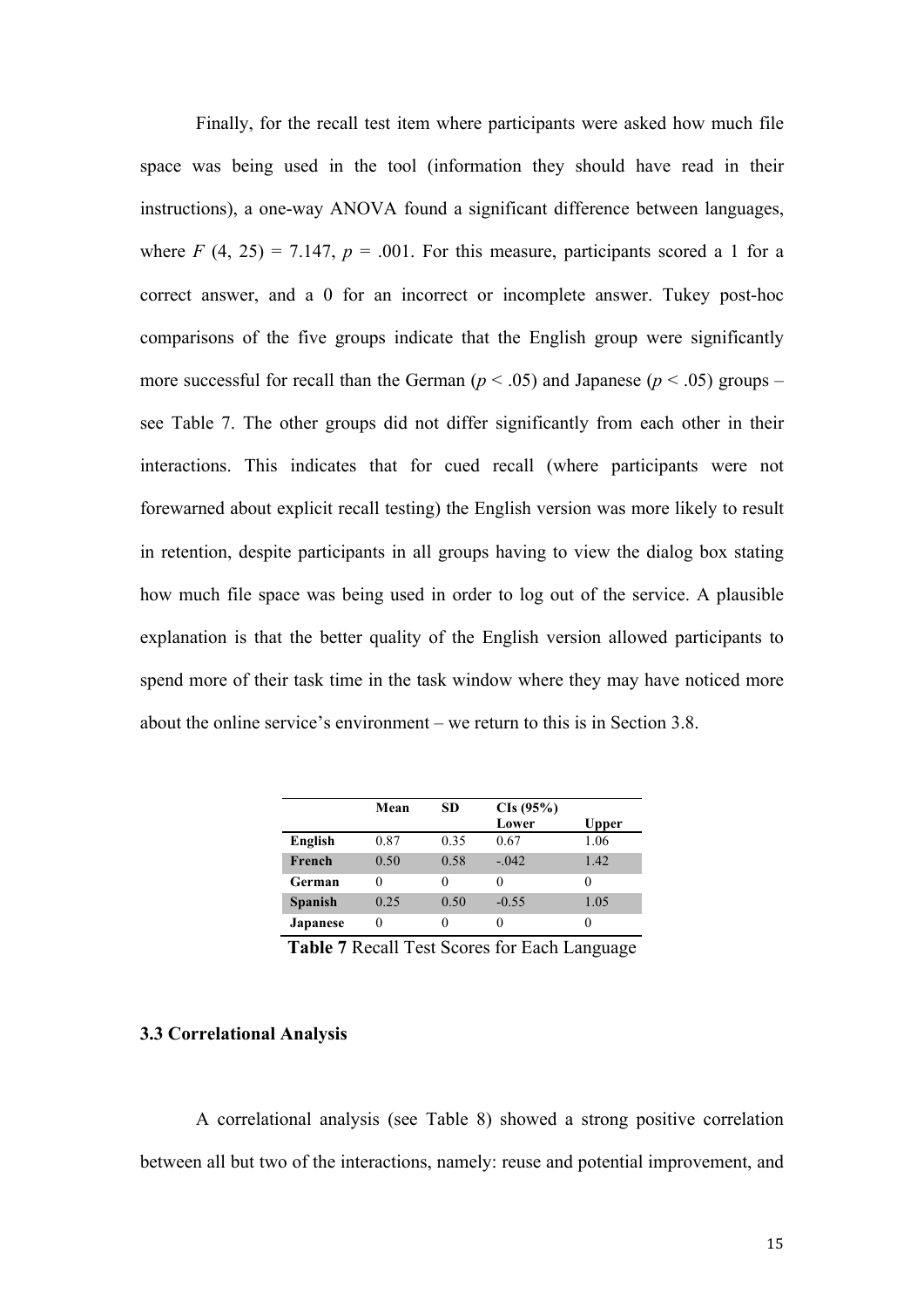Finally, for the recall test item where participants were asked how much file space was being used in the tool (information they should have read in their instructions), a one-way ANOVA found a significant difference between languages, where $F$ (4, 25) = 7.147, $p$ = .001. For this measure, participants scored a 1 for a correct answer, and a 0 for an incorrect or incomplete answer. Tukey post-hoc comparisons of the five groups indicate that the English group were significantly more successful for recall than the German ($p$ < .05) and Japanese ($p$ < .05) groups – see Table 7. The other groups did not differ significantly from each other in their interactions. This indicates that for cued recall (where participants were not forewarned about explicit recall testing) the English version was more likely to result in retention, despite participants in all groups having to view the dialog box stating how much file space was being used in order to log out of the service. A plausible explanation is that the better quality of the English version allowed participants to spend more of their task time in the task window where they may have noticed more about the online service's environment – we return to this is in Section 3.8.

| | Mean | SD | CIs (95%) Lower | Upper |
|---|---|---|---|---|
| **English** | 0.87 | 0.35 | 0.67 | 1.06 |
| **French** | 0.50 | 0.58 | -.042 | 1.42 |
| **German** | 0 | 0 | 0 | 0 |
| **Spanish** | 0.25 | 0.50 | -0.55 | 1.05 |
| **Japanese** | 0 | 0 | 0 | 0 |

**Table 7** Recall Test Scores for Each Language

### 3.3 Correlational Analysis

A correlational analysis (see Table 8) showed a strong positive correlation between all but two of the interactions, namely: reuse and potential improvement, and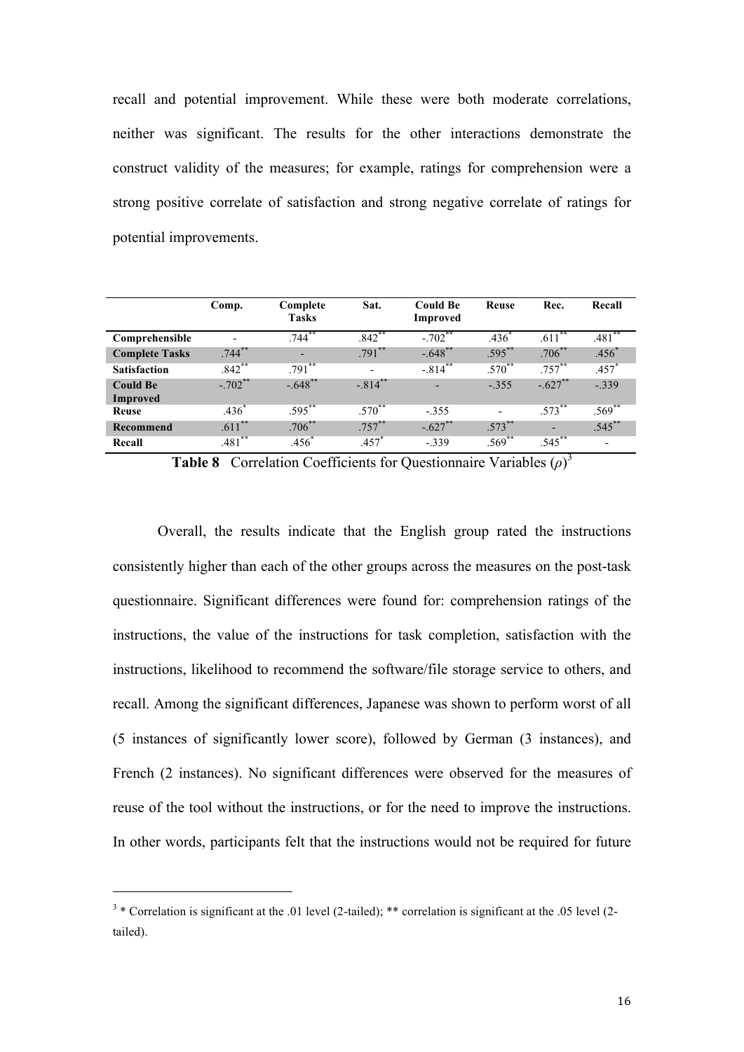recall and potential improvement. While these were both moderate correlations, neither was significant. The results for the other interactions demonstrate the construct validity of the measures; for example, ratings for comprehension were a strong positive correlate of satisfaction and strong negative correlate of ratings for potential improvements.

| | Comp. | Complete Tasks | Sat. | Could Be Improved | Reuse | Rec. | Recall |
|---|---|---|---|---|---|---|---|
| **Comprehensible** | - | .744** | .842** | -.702** | .436* | .611** | .481** |
| **Complete Tasks** | .744** | - | .791** | -.648** | .595** | .706** | .456* |
| **Satisfaction** | .842** | .791** | - | -.814** | .570** | .757** | .457* |
| **Could Be Improved** | -.702** | -.648** | -.814** | - | -.355 | -.627** | -.339 |
| **Reuse** | .436* | .595** | .570** | -.355 | - | .573** | .569** |
| **Recommend** | .611** | .706** | .757** | -.627** | .573** | - | .545** |
| **Recall** | .481** | .456* | .457* | -.339 | .569** | .545** | - |

**Table 8** Correlation Coefficients for Questionnaire Variables ($\rho$)[3]

Overall, the results indicate that the English group rated the instructions consistently higher than each of the other groups across the measures on the post-task questionnaire. Significant differences were found for: comprehension ratings of the instructions, the value of the instructions for task completion, satisfaction with the instructions, likelihood to recommend the software/file storage service to others, and recall. Among the significant differences, Japanese was shown to perform worst of all (5 instances of significantly lower score), followed by German (3 instances), and French (2 instances). No significant differences were observed for the measures of reuse of the tool without the instructions, or for the need to improve the instructions. In other words, participants felt that the instructions would not be required for future

[3] * Correlation is significant at the .01 level (2-tailed); ** correlation is significant at the .05 level (2-tailed).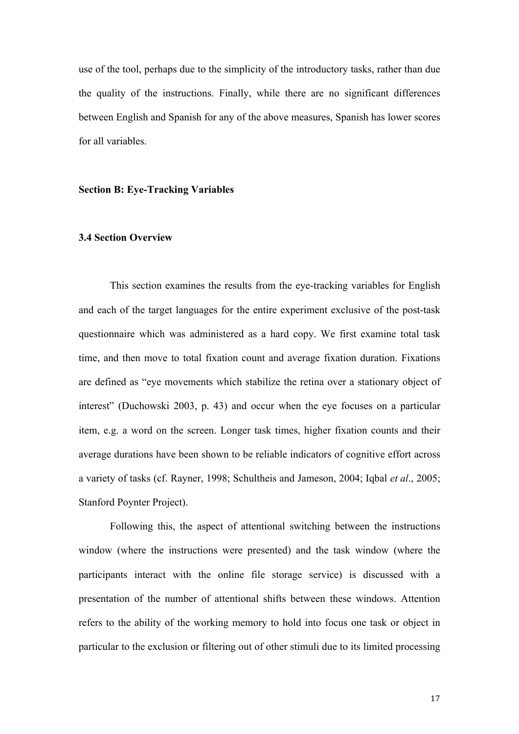use of the tool, perhaps due to the simplicity of the introductory tasks, rather than due the quality of the instructions. Finally, while there are no significant differences between English and Spanish for any of the above measures, Spanish has lower scores for all variables.

**Section B: Eye-Tracking Variables**

**3.4 Section Overview**

This section examines the results from the eye-tracking variables for English and each of the target languages for the entire experiment exclusive of the post-task questionnaire which was administered as a hard copy. We first examine total task time, and then move to total fixation count and average fixation duration. Fixations are defined as "eye movements which stabilize the retina over a stationary object of interest" (Duchowski 2003, p. 43) and occur when the eye focuses on a particular item, e.g. a word on the screen. Longer task times, higher fixation counts and their average durations have been shown to be reliable indicators of cognitive effort across a variety of tasks (cf. Rayner, 1998; Schultheis and Jameson, 2004; Iqbal *et al*., 2005; Stanford Poynter Project).

Following this, the aspect of attentional switching between the instructions window (where the instructions were presented) and the task window (where the participants interact with the online file storage service) is discussed with a presentation of the number of attentional shifts between these windows. Attention refers to the ability of the working memory to hold into focus one task or object in particular to the exclusion or filtering out of other stimuli due to its limited processing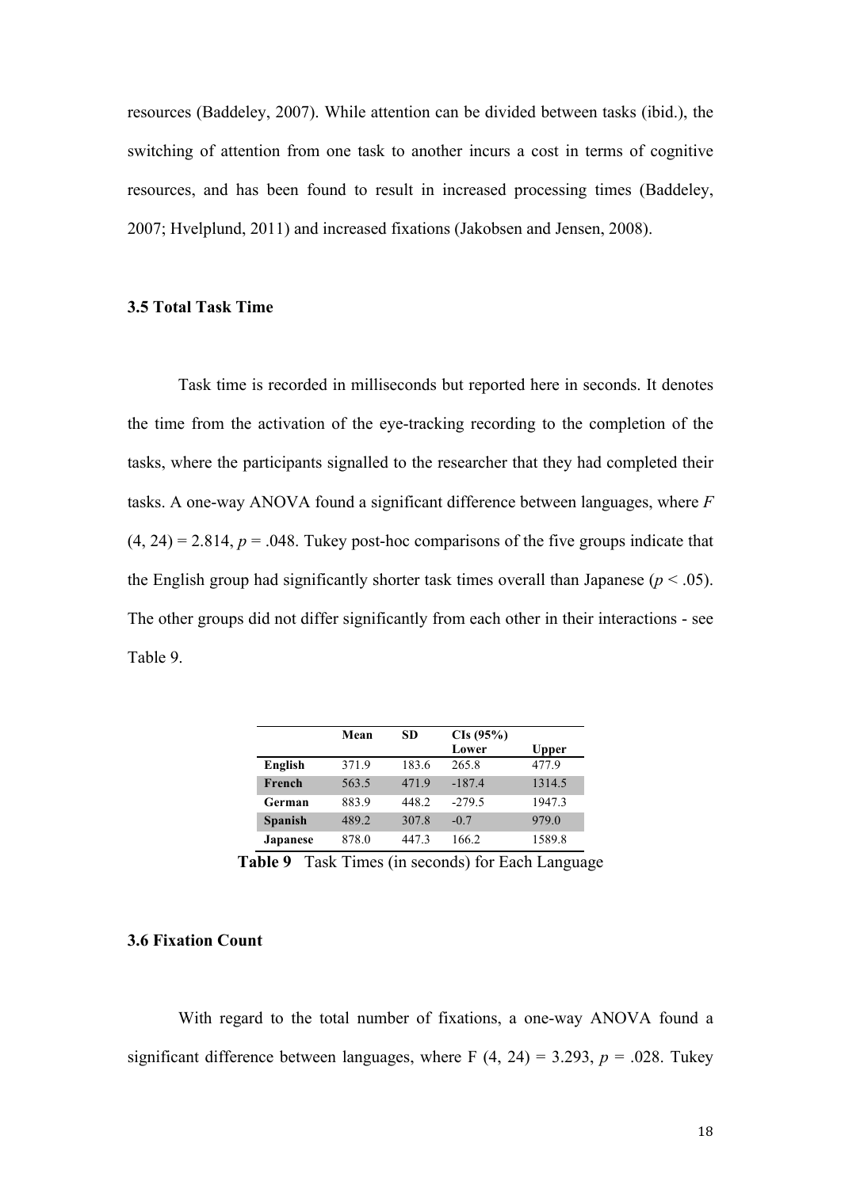resources (Baddeley, 2007). While attention can be divided between tasks (ibid.), the switching of attention from one task to another incurs a cost in terms of cognitive resources, and has been found to result in increased processing times (Baddeley, 2007; Hvelplund, 2011) and increased fixations (Jakobsen and Jensen, 2008).

### 3.5 Total Task Time

Task time is recorded in milliseconds but reported here in seconds. It denotes the time from the activation of the eye-tracking recording to the completion of the tasks, where the participants signalled to the researcher that they had completed their tasks. A one-way ANOVA found a significant difference between languages, where $F$ $(4, 24) = 2.814$, $p = .048$. Tukey post-hoc comparisons of the five groups indicate that the English group had significantly shorter task times overall than Japanese ($p < .05$). The other groups did not differ significantly from each other in their interactions - see Table 9.

| | Mean | SD | CIs (95%) Lower | Upper |
|---|---|---|---|---|
| **English** | 371.9 | 183.6 | 265.8 | 477.9 |
| **French** | 563.5 | 471.9 | -187.4 | 1314.5 |
| **German** | 883.9 | 448.2 | -279.5 | 1947.3 |
| **Spanish** | 489.2 | 307.8 | -0.7 | 979.0 |
| **Japanese** | 878.0 | 447.3 | 166.2 | 1589.8 |

**Table 9** Task Times (in seconds) for Each Language

### 3.6 Fixation Count

With regard to the total number of fixations, a one-way ANOVA found a significant difference between languages, where $F$ $(4, 24) = 3.293$, $p = .028$. Tukey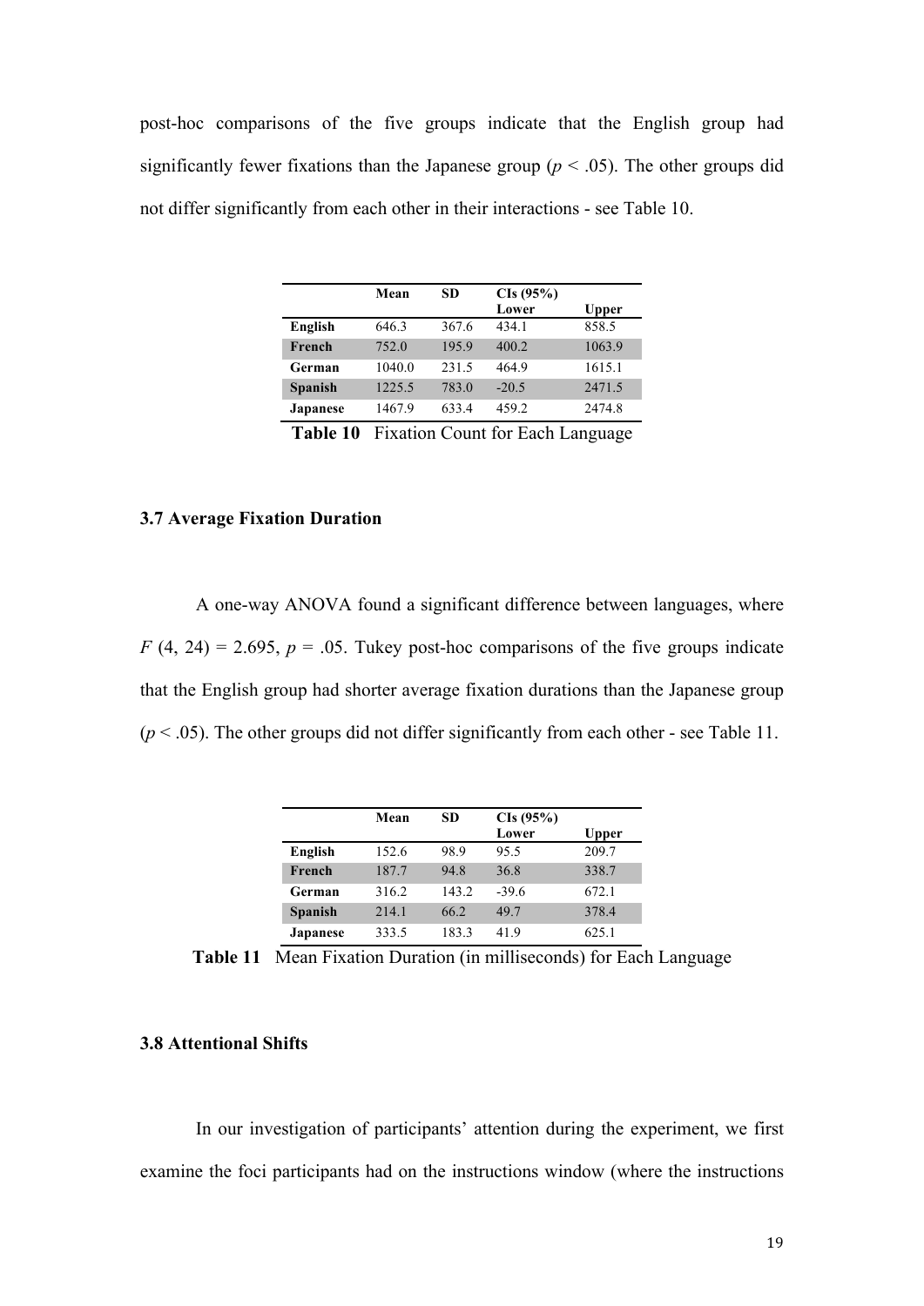post-hoc comparisons of the five groups indicate that the English group had significantly fewer fixations than the Japanese group ($p < .05$). The other groups did not differ significantly from each other in their interactions - see Table 10.

| | Mean | SD | CIs (95%) Lower | Upper |
|---|---|---|---|---|
| **English** | 646.3 | 367.6 | 434.1 | 858.5 |
| **French** | 752.0 | 195.9 | 400.2 | 1063.9 |
| **German** | 1040.0 | 231.5 | 464.9 | 1615.1 |
| **Spanish** | 1225.5 | 783.0 | -20.5 | 2471.5 |
| **Japanese** | 1467.9 | 633.4 | 459.2 | 2474.8 |

**Table 10** Fixation Count for Each Language

### 3.7 Average Fixation Duration

A one-way ANOVA found a significant difference between languages, where $F$ (4, 24) = 2.695, $p$ = .05. Tukey post-hoc comparisons of the five groups indicate that the English group had shorter average fixation durations than the Japanese group ($p < .05$). The other groups did not differ significantly from each other - see Table 11.

| | Mean | SD | CIs (95%) Lower | Upper |
|---|---|---|---|---|
| **English** | 152.6 | 98.9 | 95.5 | 209.7 |
| **French** | 187.7 | 94.8 | 36.8 | 338.7 |
| **German** | 316.2 | 143.2 | -39.6 | 672.1 |
| **Spanish** | 214.1 | 66.2 | 49.7 | 378.4 |
| **Japanese** | 333.5 | 183.3 | 41.9 | 625.1 |

**Table 11** Mean Fixation Duration (in milliseconds) for Each Language

### 3.8 Attentional Shifts

In our investigation of participants' attention during the experiment, we first examine the foci participants had on the instructions window (where the instructions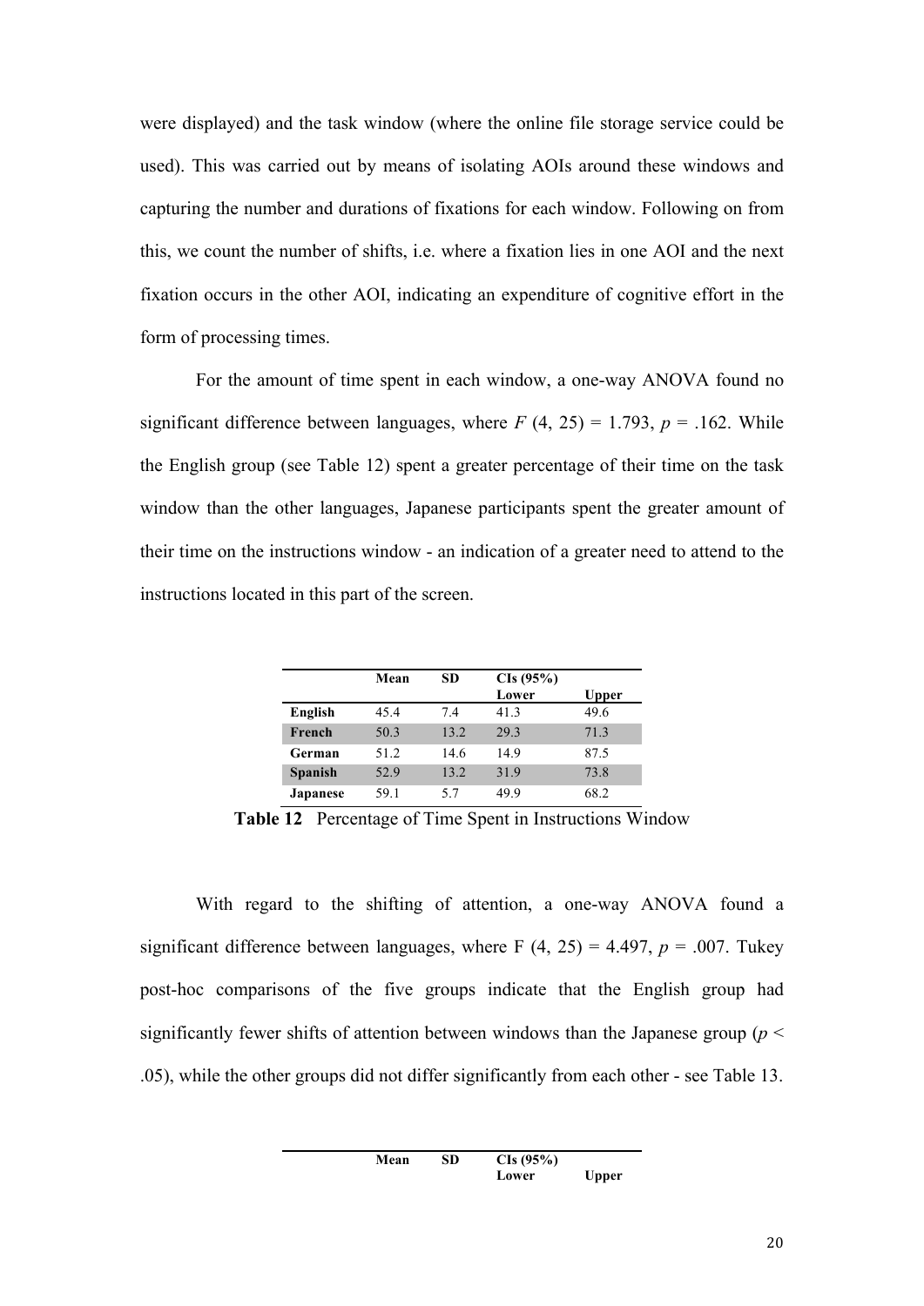were displayed) and the task window (where the online file storage service could be used). This was carried out by means of isolating AOIs around these windows and capturing the number and durations of fixations for each window. Following on from this, we count the number of shifts, i.e. where a fixation lies in one AOI and the next fixation occurs in the other AOI, indicating an expenditure of cognitive effort in the form of processing times.

For the amount of time spent in each window, a one-way ANOVA found no significant difference between languages, where $F$ (4, 25) = 1.793, $p$ = .162. While the English group (see Table 12) spent a greater percentage of their time on the task window than the other languages, Japanese participants spent the greater amount of their time on the instructions window - an indication of a greater need to attend to the instructions located in this part of the screen.

| | Mean | SD | CIs (95%) Lower | Upper |
|---|---|---|---|---|
| **English** | 45.4 | 7.4 | 41.3 | 49.6 |
| **French** | 50.3 | 13.2 | 29.3 | 71.3 |
| **German** | 51.2 | 14.6 | 14.9 | 87.5 |
| **Spanish** | 52.9 | 13.2 | 31.9 | 73.8 |
| **Japanese** | 59.1 | 5.7 | 49.9 | 68.2 |

**Table 12** Percentage of Time Spent in Instructions Window

With regard to the shifting of attention, a one-way ANOVA found a significant difference between languages, where F (4, 25) = 4.497, $p$ = .007. Tukey post-hoc comparisons of the five groups indicate that the English group had significantly fewer shifts of attention between windows than the Japanese group ($p$ < .05), while the other groups did not differ significantly from each other - see Table 13.

| | Mean | SD | CIs (95%) Lower | Upper |
|---|---|---|---|---|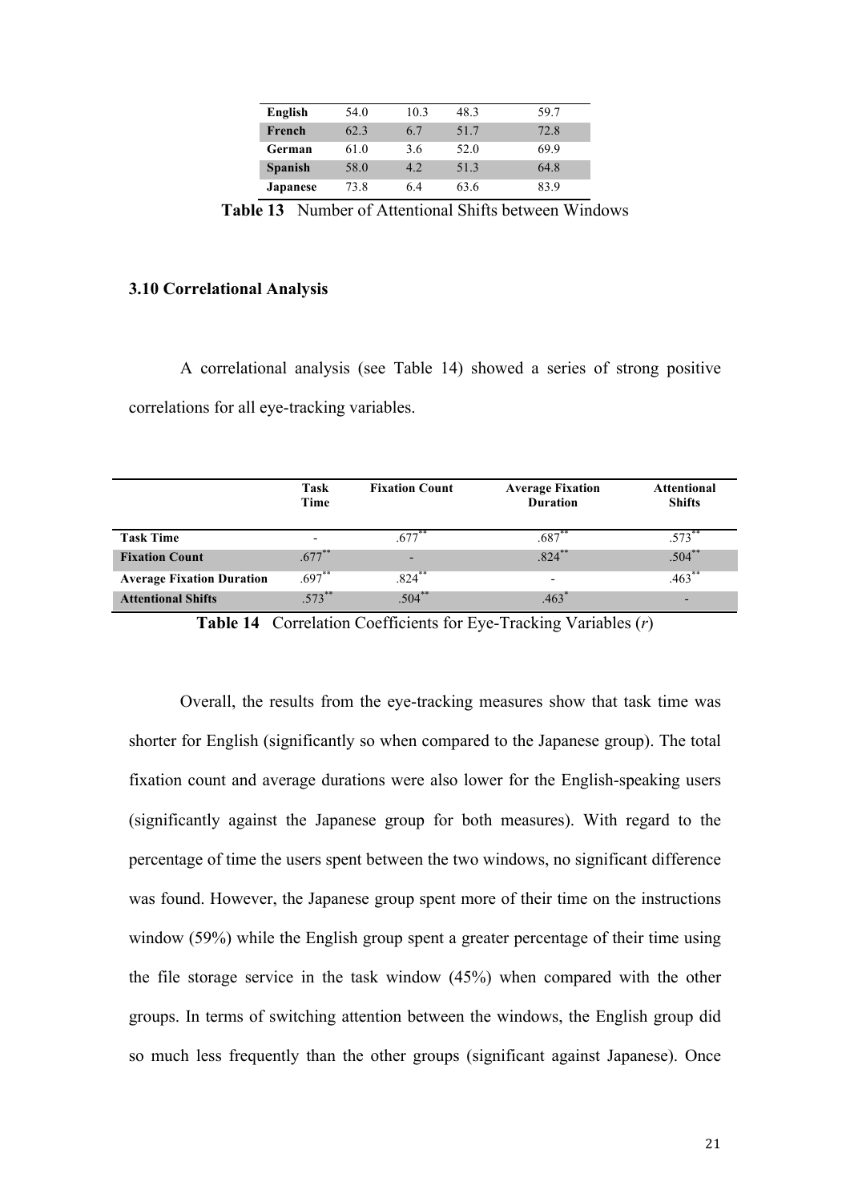| | | | | |
|---|---|---|---|---|
| **English** | 54.0 | 10.3 | 48.3 | 59.7 |
| **French** | 62.3 | 6.7 | 51.7 | 72.8 |
| **German** | 61.0 | 3.6 | 52.0 | 69.9 |
| **Spanish** | 58.0 | 4.2 | 51.3 | 64.8 |
| **Japanese** | 73.8 | 6.4 | 63.6 | 83.9 |

**Table 13** Number of Attentional Shifts between Windows

### 3.10 Correlational Analysis

A correlational analysis (see Table 14) showed a series of strong positive correlations for all eye-tracking variables.

| | Task Time | Fixation Count | Average Fixation Duration | Attentional Shifts |
|---|---|---|---|---|
| **Task Time** | - | .677** | .687** | .573** |
| **Fixation Count** | .677** | - | .824** | .504** |
| **Average Fixation Duration** | .697** | .824** | - | .463** |
| **Attentional Shifts** | .573** | .504** | .463* | - |

**Table 14** Correlation Coefficients for Eye-Tracking Variables (*r*)

Overall, the results from the eye-tracking measures show that task time was shorter for English (significantly so when compared to the Japanese group). The total fixation count and average durations were also lower for the English-speaking users (significantly against the Japanese group for both measures). With regard to the percentage of time the users spent between the two windows, no significant difference was found. However, the Japanese group spent more of their time on the instructions window (59%) while the English group spent a greater percentage of their time using the file storage service in the task window (45%) when compared with the other groups. In terms of switching attention between the windows, the English group did so much less frequently than the other groups (significant against Japanese). Once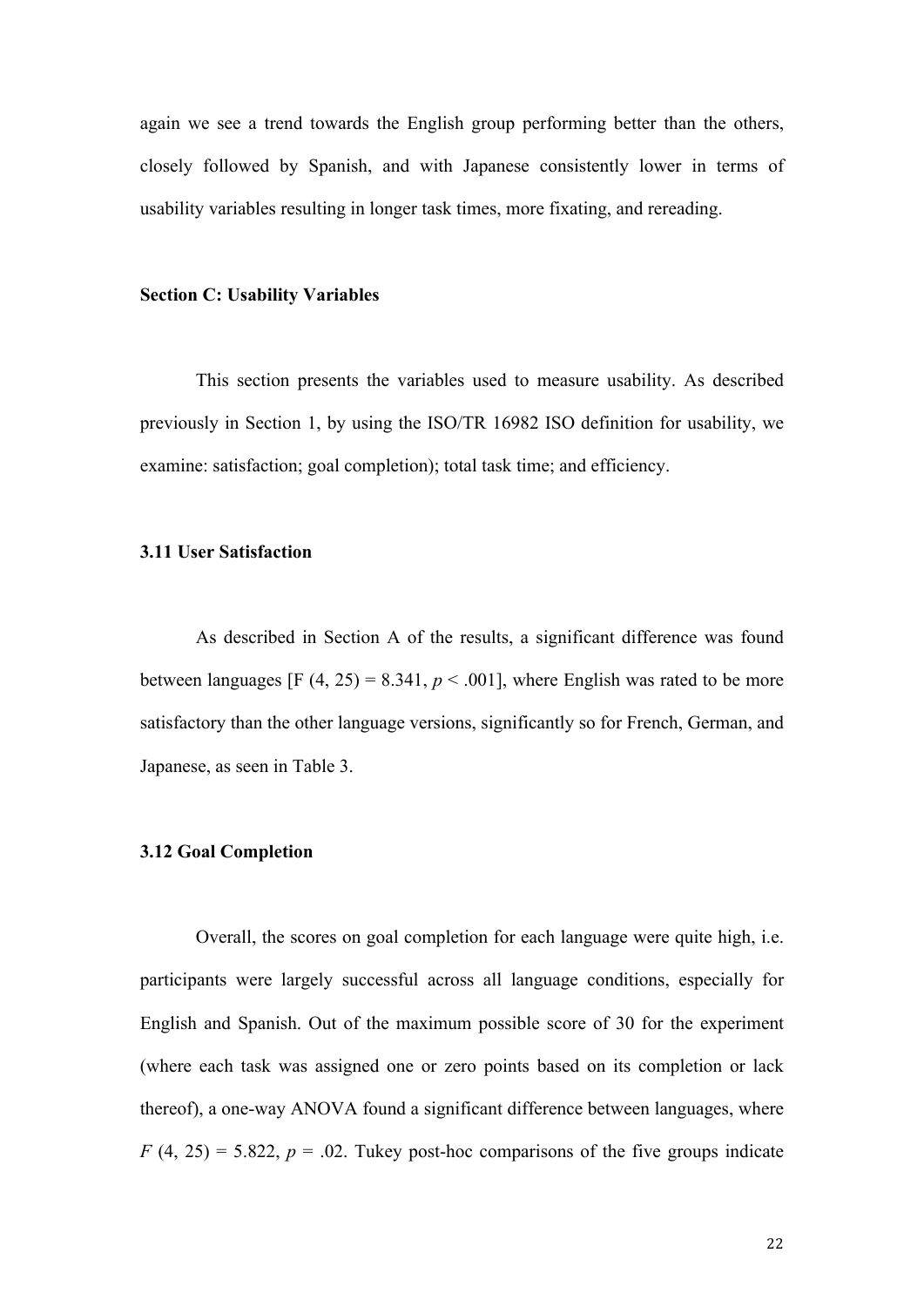again we see a trend towards the English group performing better than the others, closely followed by Spanish, and with Japanese consistently lower in terms of usability variables resulting in longer task times, more fixating, and rereading.

**Section C: Usability Variables**

This section presents the variables used to measure usability. As described previously in Section 1, by using the ISO/TR 16982 ISO definition for usability, we examine: satisfaction; goal completion); total task time; and efficiency.

**3.11 User Satisfaction**

As described in Section A of the results, a significant difference was found between languages [$F(4, 25) = 8.341$, $p < .001$], where English was rated to be more satisfactory than the other language versions, significantly so for French, German, and Japanese, as seen in Table 3.

**3.12 Goal Completion**

Overall, the scores on goal completion for each language were quite high, i.e. participants were largely successful across all language conditions, especially for English and Spanish. Out of the maximum possible score of 30 for the experiment (where each task was assigned one or zero points based on its completion or lack thereof), a one-way ANOVA found a significant difference between languages, where $F(4, 25) = 5.822$, $p = .02$. Tukey post-hoc comparisons of the five groups indicate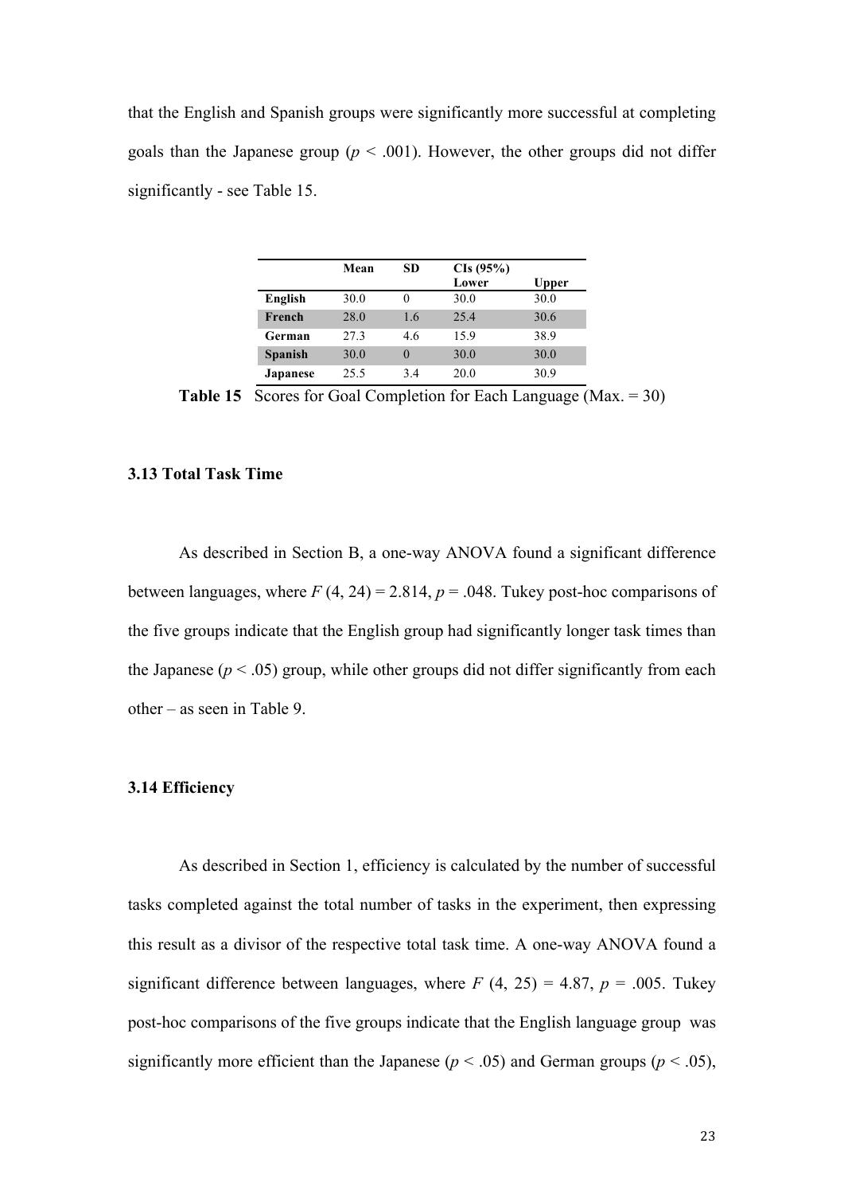that the English and Spanish groups were significantly more successful at completing goals than the Japanese group ($p < .001$). However, the other groups did not differ significantly - see Table 15.

| | Mean | SD | CIs (95%) Lower | Upper |
|---|---|---|---|---|
| **English** | 30.0 | 0 | 30.0 | 30.0 |
| **French** | 28.0 | 1.6 | 25.4 | 30.6 |
| **German** | 27.3 | 4.6 | 15.9 | 38.9 |
| **Spanish** | 30.0 | 0 | 30.0 | 30.0 |
| **Japanese** | 25.5 | 3.4 | 20.0 | 30.9 |

**Table 15** Scores for Goal Completion for Each Language (Max. = 30)

### 3.13 Total Task Time

As described in Section B, a one-way ANOVA found a significant difference between languages, where $F$ (4, 24) = 2.814, $p = .048$. Tukey post-hoc comparisons of the five groups indicate that the English group had significantly longer task times than the Japanese ($p < .05$) group, while other groups did not differ significantly from each other – as seen in Table 9.

### 3.14 Efficiency

As described in Section 1, efficiency is calculated by the number of successful tasks completed against the total number of tasks in the experiment, then expressing this result as a divisor of the respective total task time. A one-way ANOVA found a significant difference between languages, where $F$ (4, 25) = 4.87, $p = .005$. Tukey post-hoc comparisons of the five groups indicate that the English language group was significantly more efficient than the Japanese ($p < .05$) and German groups ($p < .05$),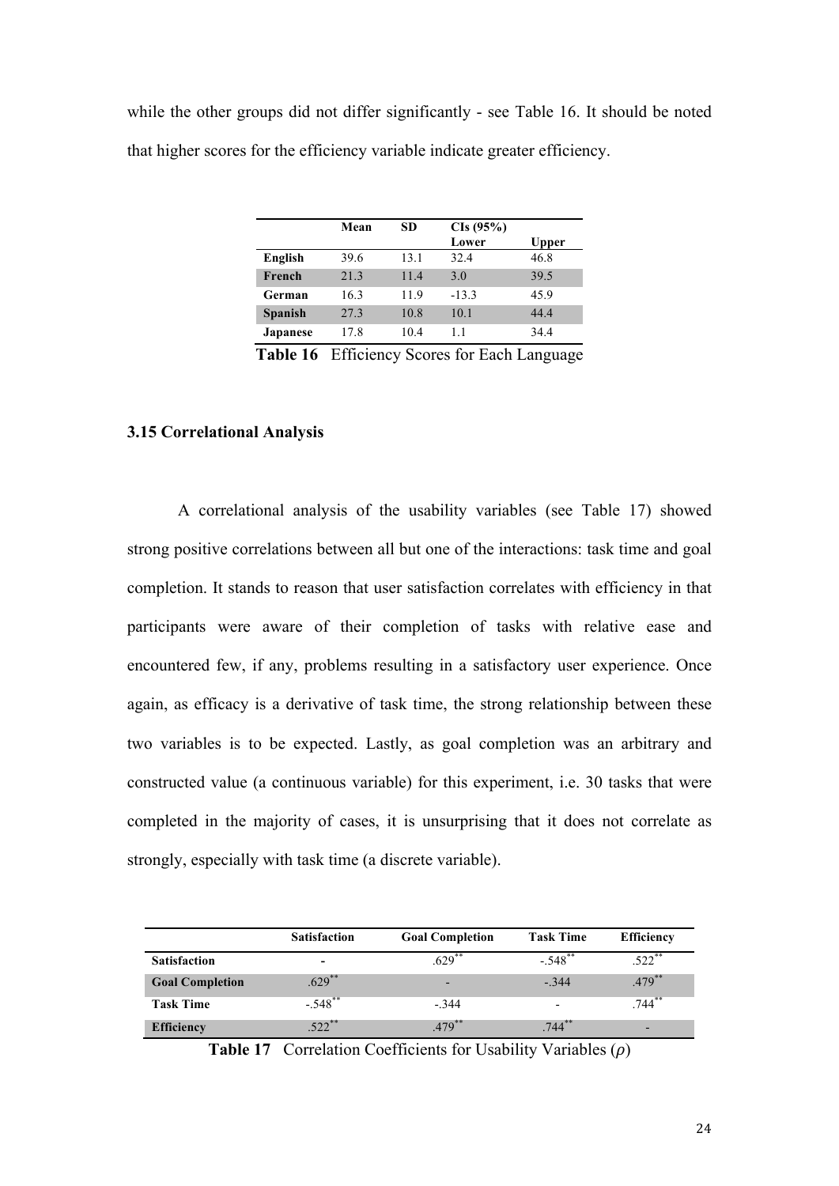while the other groups did not differ significantly - see Table 16. It should be noted that higher scores for the efficiency variable indicate greater efficiency.

| | Mean | SD | CIs (95%) Lower | Upper |
|---|---|---|---|---|
| **English** | 39.6 | 13.1 | 32.4 | 46.8 |
| **French** | 21.3 | 11.4 | 3.0 | 39.5 |
| **German** | 16.3 | 11.9 | -13.3 | 45.9 |
| **Spanish** | 27.3 | 10.8 | 10.1 | 44.4 |
| **Japanese** | 17.8 | 10.4 | 1.1 | 34.4 |

**Table 16** Efficiency Scores for Each Language

### 3.15 Correlational Analysis

A correlational analysis of the usability variables (see Table 17) showed strong positive correlations between all but one of the interactions: task time and goal completion. It stands to reason that user satisfaction correlates with efficiency in that participants were aware of their completion of tasks with relative ease and encountered few, if any, problems resulting in a satisfactory user experience. Once again, as efficacy is a derivative of task time, the strong relationship between these two variables is to be expected. Lastly, as goal completion was an arbitrary and constructed value (a continuous variable) for this experiment, i.e. 30 tasks that were completed in the majority of cases, it is unsurprising that it does not correlate as strongly, especially with task time (a discrete variable).

| | Satisfaction | Goal Completion | Task Time | Efficiency |
|---|---|---|---|---|
| **Satisfaction** | - | .629** | -.548** | .522** |
| **Goal Completion** | .629** | - | -.344 | .479** |
| **Task Time** | -.548** | -.344 | - | .744** |
| **Efficiency** | .522** | .479** | .744** | - |

**Table 17** Correlation Coefficients for Usability Variables ($\rho$)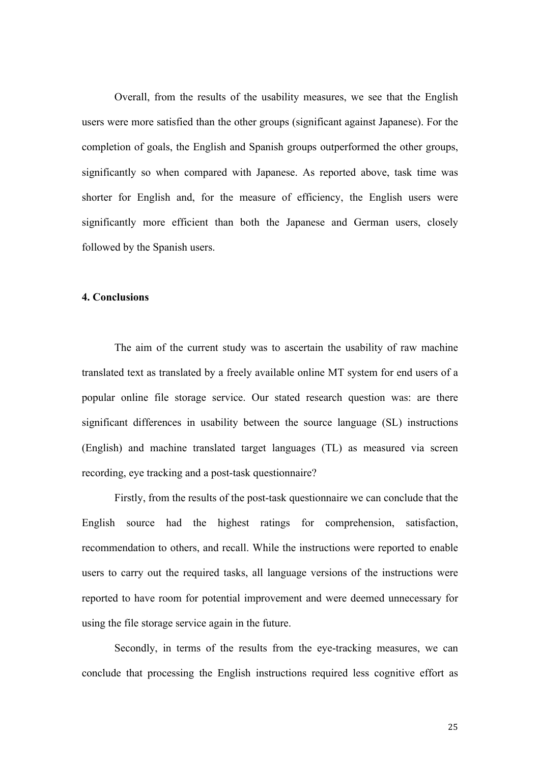Overall, from the results of the usability measures, we see that the English users were more satisfied than the other groups (significant against Japanese). For the completion of goals, the English and Spanish groups outperformed the other groups, significantly so when compared with Japanese. As reported above, task time was shorter for English and, for the measure of efficiency, the English users were significantly more efficient than both the Japanese and German users, closely followed by the Spanish users.

## 4. Conclusions

The aim of the current study was to ascertain the usability of raw machine translated text as translated by a freely available online MT system for end users of a popular online file storage service. Our stated research question was: are there significant differences in usability between the source language (SL) instructions (English) and machine translated target languages (TL) as measured via screen recording, eye tracking and a post-task questionnaire?

Firstly, from the results of the post-task questionnaire we can conclude that the English source had the highest ratings for comprehension, satisfaction, recommendation to others, and recall. While the instructions were reported to enable users to carry out the required tasks, all language versions of the instructions were reported to have room for potential improvement and were deemed unnecessary for using the file storage service again in the future.

Secondly, in terms of the results from the eye-tracking measures, we can conclude that processing the English instructions required less cognitive effort as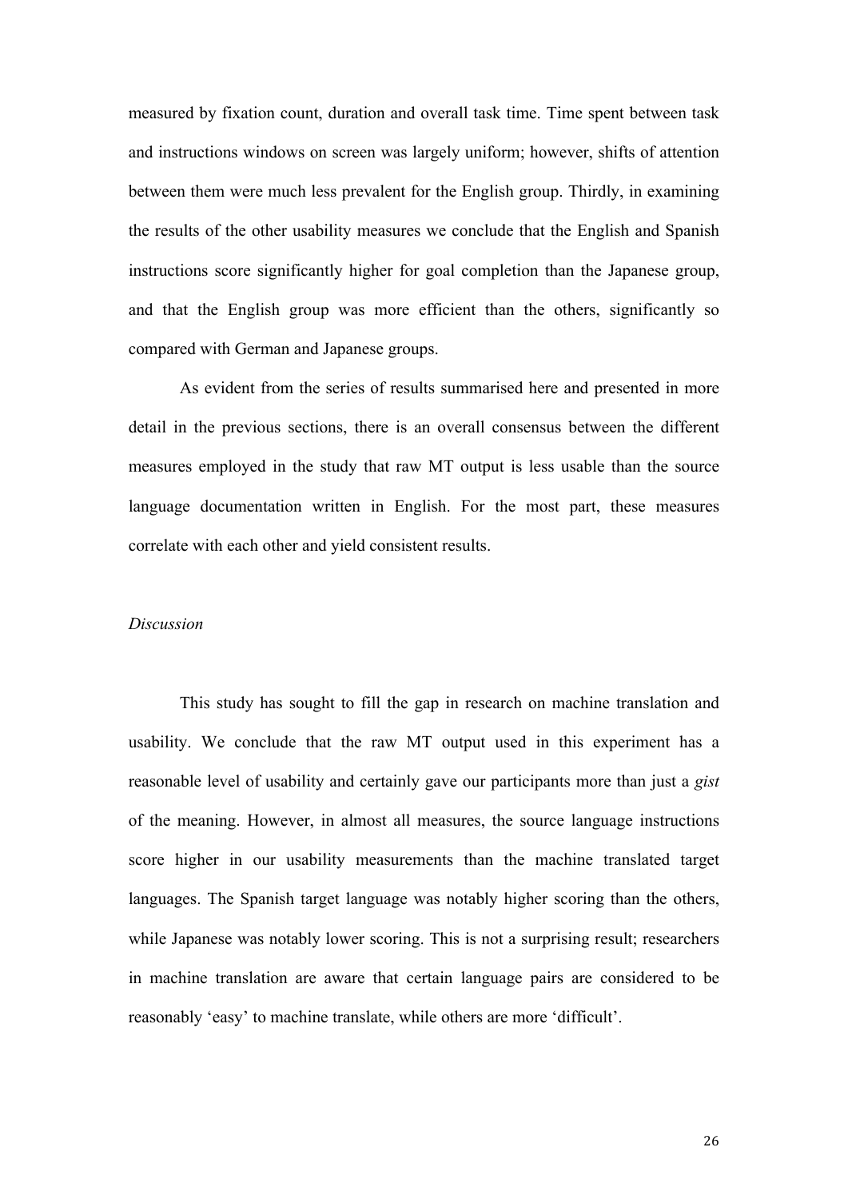measured by fixation count, duration and overall task time. Time spent between task and instructions windows on screen was largely uniform; however, shifts of attention between them were much less prevalent for the English group. Thirdly, in examining the results of the other usability measures we conclude that the English and Spanish instructions score significantly higher for goal completion than the Japanese group, and that the English group was more efficient than the others, significantly so compared with German and Japanese groups.

As evident from the series of results summarised here and presented in more detail in the previous sections, there is an overall consensus between the different measures employed in the study that raw MT output is less usable than the source language documentation written in English. For the most part, these measures correlate with each other and yield consistent results.

*Discussion*

This study has sought to fill the gap in research on machine translation and usability. We conclude that the raw MT output used in this experiment has a reasonable level of usability and certainly gave our participants more than just a *gist* of the meaning. However, in almost all measures, the source language instructions score higher in our usability measurements than the machine translated target languages. The Spanish target language was notably higher scoring than the others, while Japanese was notably lower scoring. This is not a surprising result; researchers in machine translation are aware that certain language pairs are considered to be reasonably 'easy' to machine translate, while others are more 'difficult'.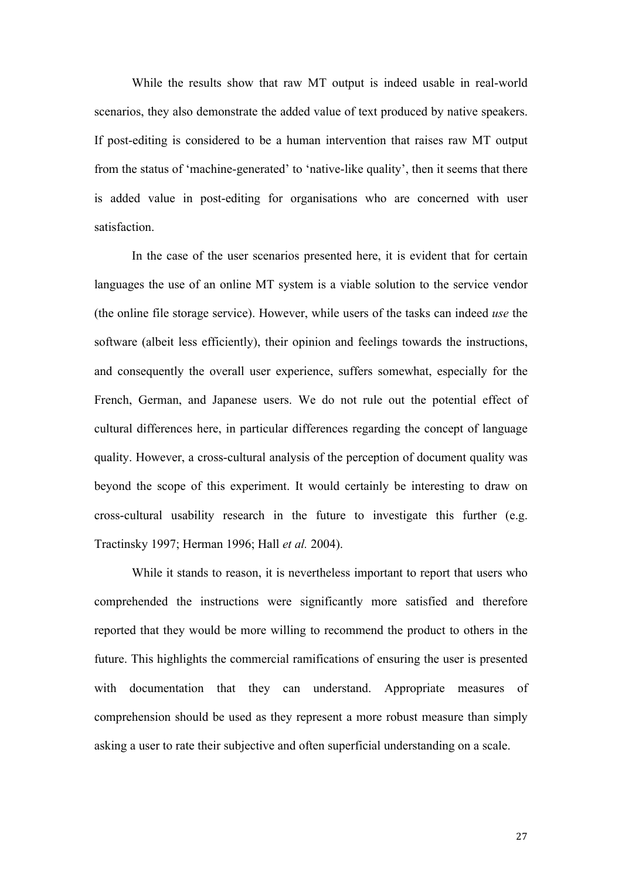While the results show that raw MT output is indeed usable in real-world scenarios, they also demonstrate the added value of text produced by native speakers. If post-editing is considered to be a human intervention that raises raw MT output from the status of 'machine-generated' to 'native-like quality', then it seems that there is added value in post-editing for organisations who are concerned with user satisfaction.

In the case of the user scenarios presented here, it is evident that for certain languages the use of an online MT system is a viable solution to the service vendor (the online file storage service). However, while users of the tasks can indeed *use* the software (albeit less efficiently), their opinion and feelings towards the instructions, and consequently the overall user experience, suffers somewhat, especially for the French, German, and Japanese users. We do not rule out the potential effect of cultural differences here, in particular differences regarding the concept of language quality. However, a cross-cultural analysis of the perception of document quality was beyond the scope of this experiment. It would certainly be interesting to draw on cross-cultural usability research in the future to investigate this further (e.g. Tractinsky 1997; Herman 1996; Hall *et al.* 2004).

While it stands to reason, it is nevertheless important to report that users who comprehended the instructions were significantly more satisfied and therefore reported that they would be more willing to recommend the product to others in the future. This highlights the commercial ramifications of ensuring the user is presented with documentation that they can understand. Appropriate measures of comprehension should be used as they represent a more robust measure than simply asking a user to rate their subjective and often superficial understanding on a scale.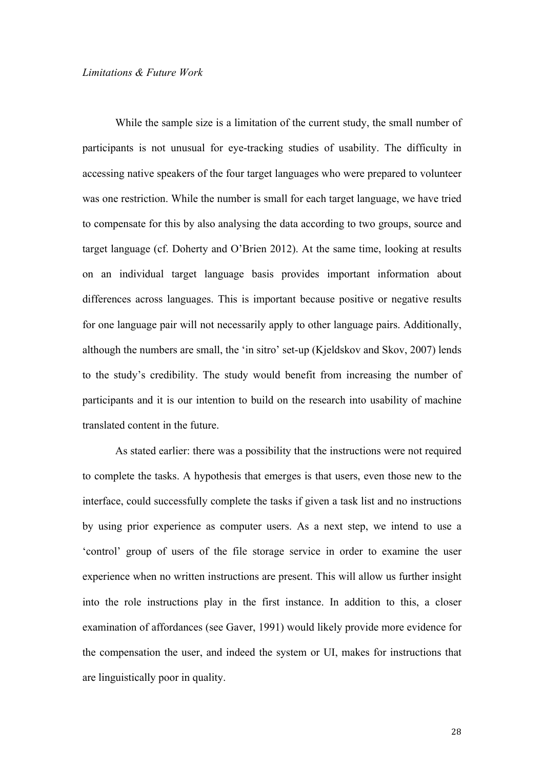*Limitations & Future Work*

While the sample size is a limitation of the current study, the small number of participants is not unusual for eye-tracking studies of usability. The difficulty in accessing native speakers of the four target languages who were prepared to volunteer was one restriction. While the number is small for each target language, we have tried to compensate for this by also analysing the data according to two groups, source and target language (cf. Doherty and O'Brien 2012). At the same time, looking at results on an individual target language basis provides important information about differences across languages. This is important because positive or negative results for one language pair will not necessarily apply to other language pairs. Additionally, although the numbers are small, the 'in sitro' set-up (Kjeldskov and Skov, 2007) lends to the study's credibility. The study would benefit from increasing the number of participants and it is our intention to build on the research into usability of machine translated content in the future.

As stated earlier: there was a possibility that the instructions were not required to complete the tasks. A hypothesis that emerges is that users, even those new to the interface, could successfully complete the tasks if given a task list and no instructions by using prior experience as computer users. As a next step, we intend to use a 'control' group of users of the file storage service in order to examine the user experience when no written instructions are present. This will allow us further insight into the role instructions play in the first instance. In addition to this, a closer examination of affordances (see Gaver, 1991) would likely provide more evidence for the compensation the user, and indeed the system or UI, makes for instructions that are linguistically poor in quality.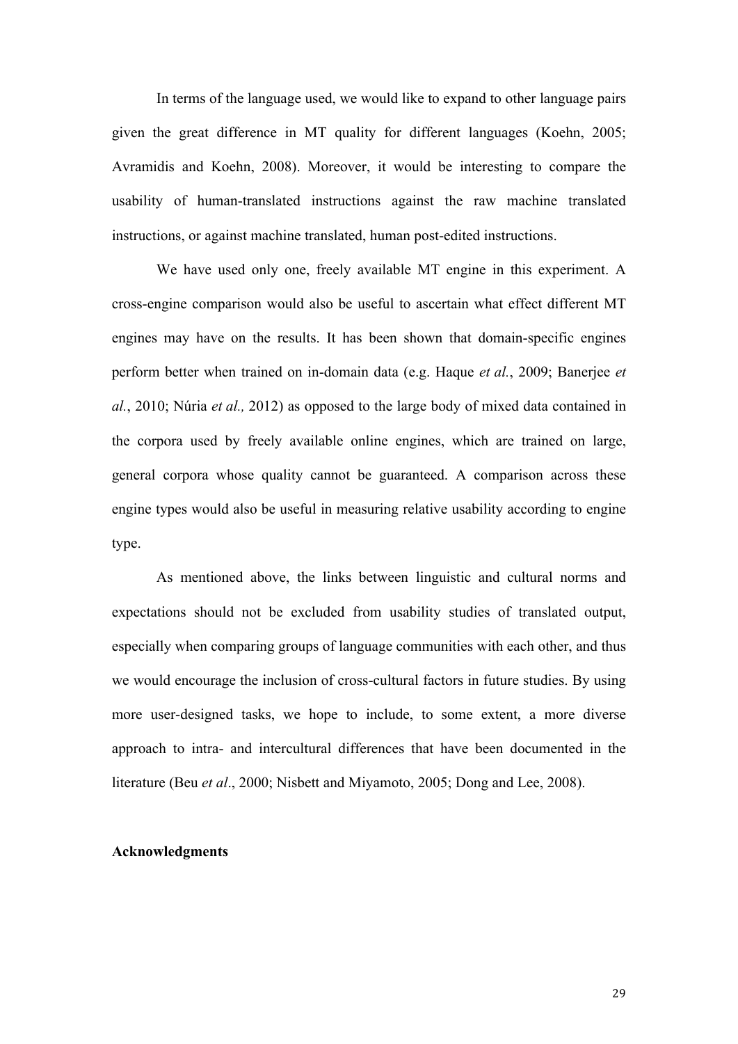In terms of the language used, we would like to expand to other language pairs given the great difference in MT quality for different languages (Koehn, 2005; Avramidis and Koehn, 2008). Moreover, it would be interesting to compare the usability of human-translated instructions against the raw machine translated instructions, or against machine translated, human post-edited instructions.

We have used only one, freely available MT engine in this experiment. A cross-engine comparison would also be useful to ascertain what effect different MT engines may have on the results. It has been shown that domain-specific engines perform better when trained on in-domain data (e.g. Haque *et al.*, 2009; Banerjee *et al.*, 2010; Núria *et al.,* 2012) as opposed to the large body of mixed data contained in the corpora used by freely available online engines, which are trained on large, general corpora whose quality cannot be guaranteed. A comparison across these engine types would also be useful in measuring relative usability according to engine type.

As mentioned above, the links between linguistic and cultural norms and expectations should not be excluded from usability studies of translated output, especially when comparing groups of language communities with each other, and thus we would encourage the inclusion of cross-cultural factors in future studies. By using more user-designed tasks, we hope to include, to some extent, a more diverse approach to intra- and intercultural differences that have been documented in the literature (Beu *et al*., 2000; Nisbett and Miyamoto, 2005; Dong and Lee, 2008).

**Acknowledgments**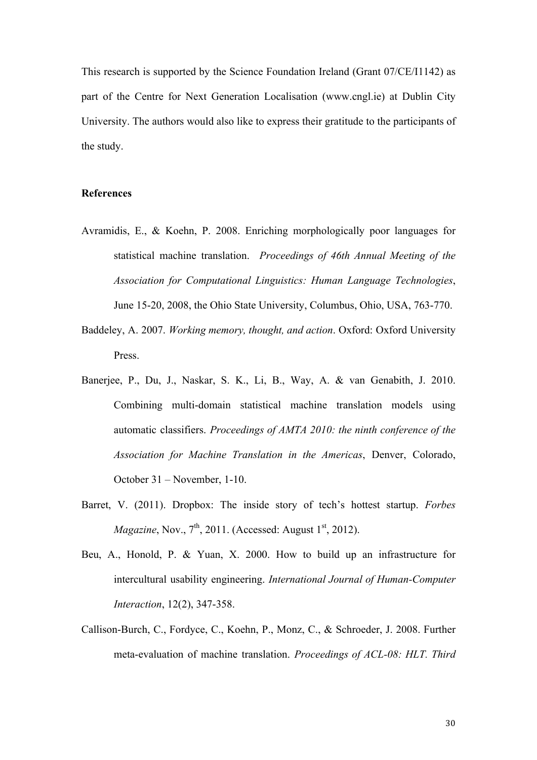This research is supported by the Science Foundation Ireland (Grant 07/CE/I1142) as part of the Centre for Next Generation Localisation (www.cngl.ie) at Dublin City University. The authors would also like to express their gratitude to the participants of the study.

**References**

Avramidis, E., & Koehn, P. 2008. Enriching morphologically poor languages for statistical machine translation. *Proceedings of 46th Annual Meeting of the Association for Computational Linguistics: Human Language Technologies*, June 15-20, 2008, the Ohio State University, Columbus, Ohio, USA, 763-770.

Baddeley, A. 2007. *Working memory, thought, and action*. Oxford: Oxford University Press.

Banerjee, P., Du, J., Naskar, S. K., Li, B., Way, A. & van Genabith, J. 2010. Combining multi-domain statistical machine translation models using automatic classifiers. *Proceedings of AMTA 2010: the ninth conference of the Association for Machine Translation in the Americas*, Denver, Colorado, October 31 – November, 1-10.

Barret, V. (2011). Dropbox: The inside story of tech's hottest startup. *Forbes Magazine*, Nov., 7th, 2011. (Accessed: August 1st, 2012).

Beu, A., Honold, P. & Yuan, X. 2000. How to build up an infrastructure for intercultural usability engineering. *International Journal of Human-Computer Interaction*, 12(2), 347-358.

Callison-Burch, C., Fordyce, C., Koehn, P., Monz, C., & Schroeder, J. 2008. Further meta-evaluation of machine translation. *Proceedings of ACL-08: HLT. Third*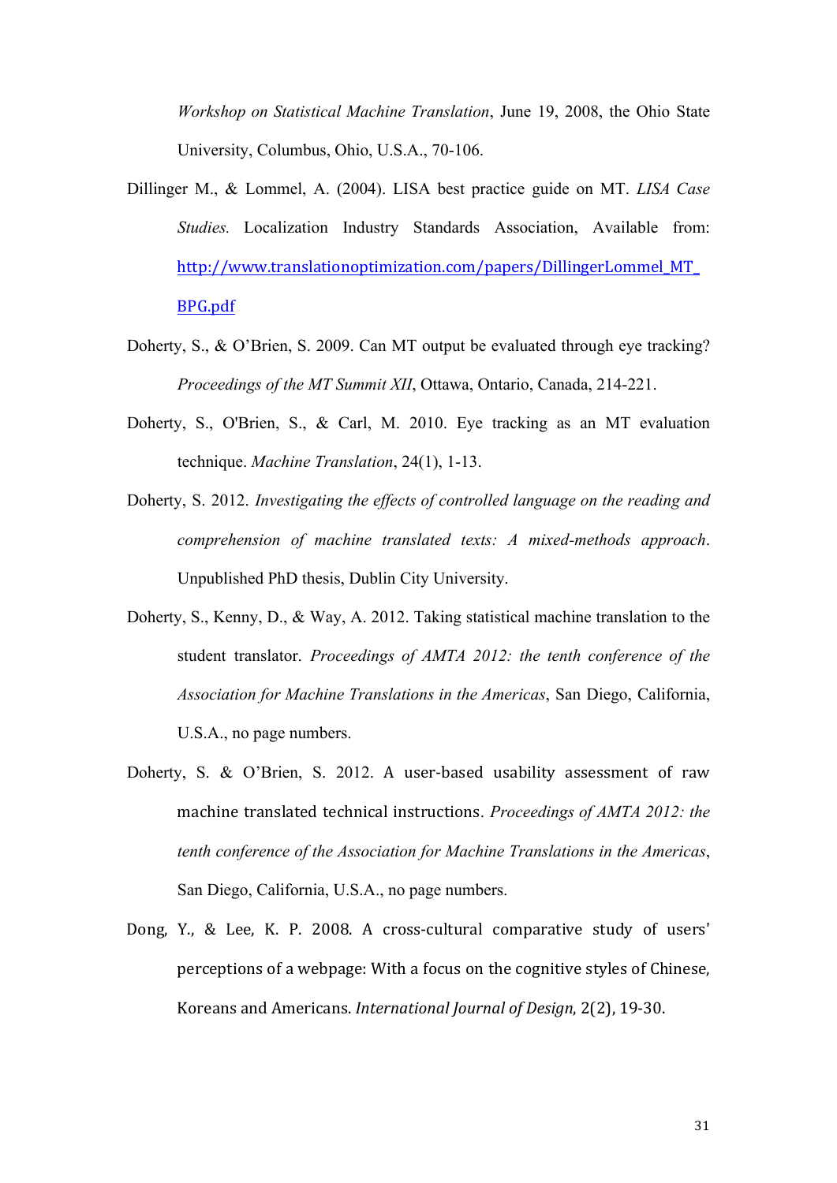*Workshop on Statistical Machine Translation*, June 19, 2008, the Ohio State University, Columbus, Ohio, U.S.A., 70-106.

Dillinger M., & Lommel, A. (2004). LISA best practice guide on MT. *LISA Case Studies.* Localization Industry Standards Association, Available from: http://www.translationoptimization.com/papers/DillingerLommel_MT_BPG.pdf

Doherty, S., & O'Brien, S. 2009. Can MT output be evaluated through eye tracking? *Proceedings of the MT Summit XII*, Ottawa, Ontario, Canada, 214-221.

Doherty, S., O'Brien, S., & Carl, M. 2010. Eye tracking as an MT evaluation technique. *Machine Translation*, 24(1), 1-13.

Doherty, S. 2012. *Investigating the effects of controlled language on the reading and comprehension of machine translated texts: A mixed-methods approach*. Unpublished PhD thesis, Dublin City University.

Doherty, S., Kenny, D., & Way, A. 2012. Taking statistical machine translation to the student translator. *Proceedings of AMTA 2012: the tenth conference of the Association for Machine Translations in the Americas*, San Diego, California, U.S.A., no page numbers.

Doherty, S. & O'Brien, S. 2012. A user-based usability assessment of raw machine translated technical instructions. *Proceedings of AMTA 2012: the tenth conference of the Association for Machine Translations in the Americas*, San Diego, California, U.S.A., no page numbers.

Dong, Y., & Lee, K. P. 2008. A cross-cultural comparative study of users' perceptions of a webpage: With a focus on the cognitive styles of Chinese, Koreans and Americans. *International Journal of Design*, 2(2), 19-30.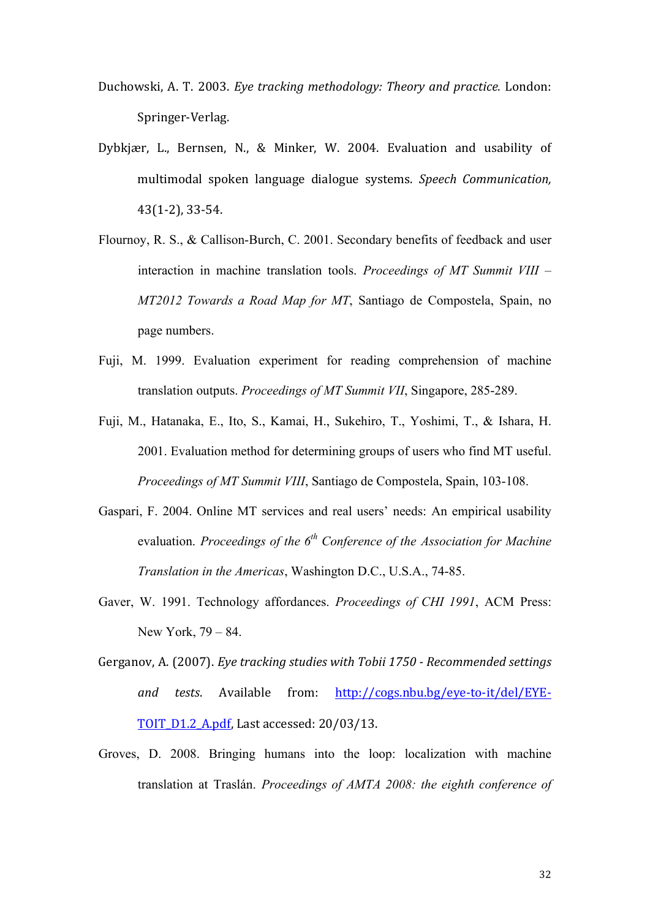Duchowski, A. T. 2003. *Eye tracking methodology: Theory and practice.* London: Springer-Verlag.

Dybkjær, L., Bernsen, N., & Minker, W. 2004. Evaluation and usability of multimodal spoken language dialogue systems. *Speech Communication,* 43(1-2), 33-54.

Flournoy, R. S., & Callison-Burch, C. 2001. Secondary benefits of feedback and user interaction in machine translation tools. *Proceedings of MT Summit VIII – MT2012 Towards a Road Map for MT*, Santiago de Compostela, Spain, no page numbers.

Fuji, M. 1999. Evaluation experiment for reading comprehension of machine translation outputs. *Proceedings of MT Summit VII*, Singapore, 285-289.

Fuji, M., Hatanaka, E., Ito, S., Kamai, H., Sukehiro, T., Yoshimi, T., & Ishara, H. 2001. Evaluation method for determining groups of users who find MT useful. *Proceedings of MT Summit VIII*, Santiago de Compostela, Spain, 103-108.

Gaspari, F. 2004. Online MT services and real users' needs: An empirical usability evaluation. *Proceedings of the 6th Conference of the Association for Machine Translation in the Americas*, Washington D.C., U.S.A., 74-85.

Gaver, W. 1991. Technology affordances. *Proceedings of CHI 1991*, ACM Press: New York, 79 – 84.

Gerganov, A. (2007). *Eye tracking studies with Tobii 1750 - Recommended settings and tests.* Available from: [http://cogs.nbu.bg/eye-to-it/del/EYE-TOIT_D1.2_A.pdf](http://cogs.nbu.bg/eye-to-it/del/EYE-TOIT_D1.2_A.pdf), Last accessed: 20/03/13.

Groves, D. 2008. Bringing humans into the loop: localization with machine translation at Traslán. *Proceedings of AMTA 2008: the eighth conference of*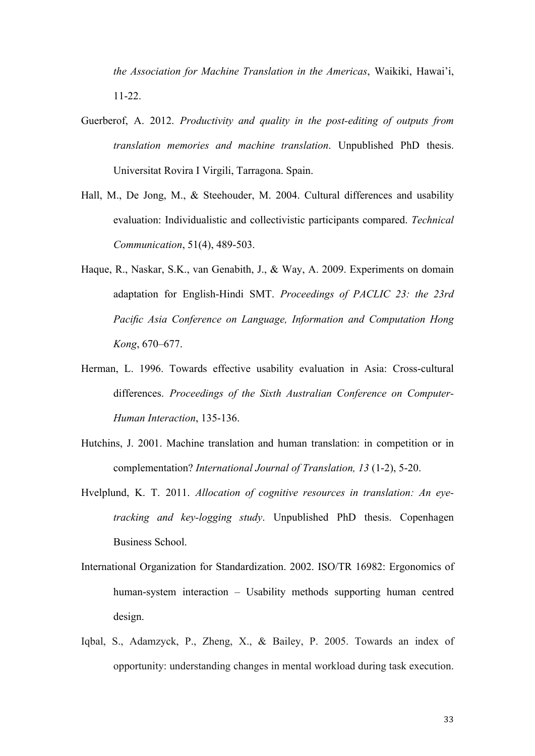*the Association for Machine Translation in the Americas*, Waikiki, Hawai'i, 11-22.

Guerberof, A. 2012. *Productivity and quality in the post-editing of outputs from translation memories and machine translation*. Unpublished PhD thesis. Universitat Rovira I Virgili, Tarragona. Spain.

Hall, M., De Jong, M., & Steehouder, M. 2004. Cultural differences and usability evaluation: Individualistic and collectivistic participants compared. *Technical Communication*, 51(4), 489-503.

Haque, R., Naskar, S.K., van Genabith, J., & Way, A. 2009. Experiments on domain adaptation for English-Hindi SMT. *Proceedings of PACLIC 23: the 23rd Pacific Asia Conference on Language, Information and Computation Hong Kong*, 670–677.

Herman, L. 1996. Towards effective usability evaluation in Asia: Cross-cultural differences. *Proceedings of the Sixth Australian Conference on Computer-Human Interaction*, 135-136.

Hutchins, J. 2001. Machine translation and human translation: in competition or in complementation? *International Journal of Translation, 13* (1-2), 5-20.

Hvelplund, K. T. 2011. *Allocation of cognitive resources in translation: An eye-tracking and key-logging study*. Unpublished PhD thesis. Copenhagen Business School.

International Organization for Standardization. 2002. ISO/TR 16982: Ergonomics of human-system interaction – Usability methods supporting human centred design.

Iqbal, S., Adamzyck, P., Zheng, X., & Bailey, P. 2005. Towards an index of opportunity: understanding changes in mental workload during task execution.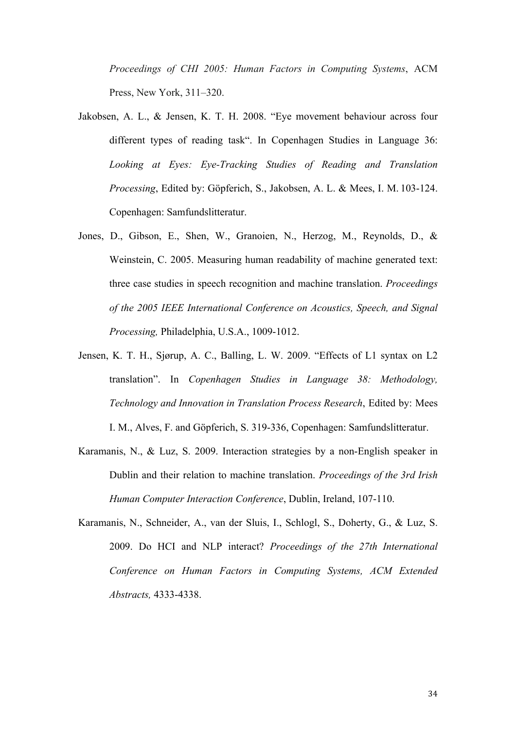*Proceedings of CHI 2005: Human Factors in Computing Systems*, ACM Press, New York, 311–320.

Jakobsen, A. L., & Jensen, K. T. H. 2008. "Eye movement behaviour across four different types of reading task". In Copenhagen Studies in Language 36: *Looking at Eyes: Eye-Tracking Studies of Reading and Translation Processing*, Edited by: Göpferich, S., Jakobsen, A. L. & Mees, I. M. 103-124. Copenhagen: Samfundslitteratur.

Jones, D., Gibson, E., Shen, W., Granoien, N., Herzog, M., Reynolds, D., & Weinstein, C. 2005. Measuring human readability of machine generated text: three case studies in speech recognition and machine translation. *Proceedings of the 2005 IEEE International Conference on Acoustics, Speech, and Signal Processing,* Philadelphia, U.S.A., 1009-1012.

Jensen, K. T. H., Sjørup, A. C., Balling, L. W. 2009. "Effects of L1 syntax on L2 translation". In *Copenhagen Studies in Language 38: Methodology, Technology and Innovation in Translation Process Research*, Edited by: Mees I. M., Alves, F. and Göpferich, S. 319-336, Copenhagen: Samfundslitteratur.

Karamanis, N., & Luz, S. 2009. Interaction strategies by a non-English speaker in Dublin and their relation to machine translation. *Proceedings of the 3rd Irish Human Computer Interaction Conference*, Dublin, Ireland, 107-110.

Karamanis, N., Schneider, A., van der Sluis, I., Schlogl, S., Doherty, G., & Luz, S. 2009. Do HCI and NLP interact? *Proceedings of the 27th International Conference on Human Factors in Computing Systems, ACM Extended Abstracts,* 4333-4338.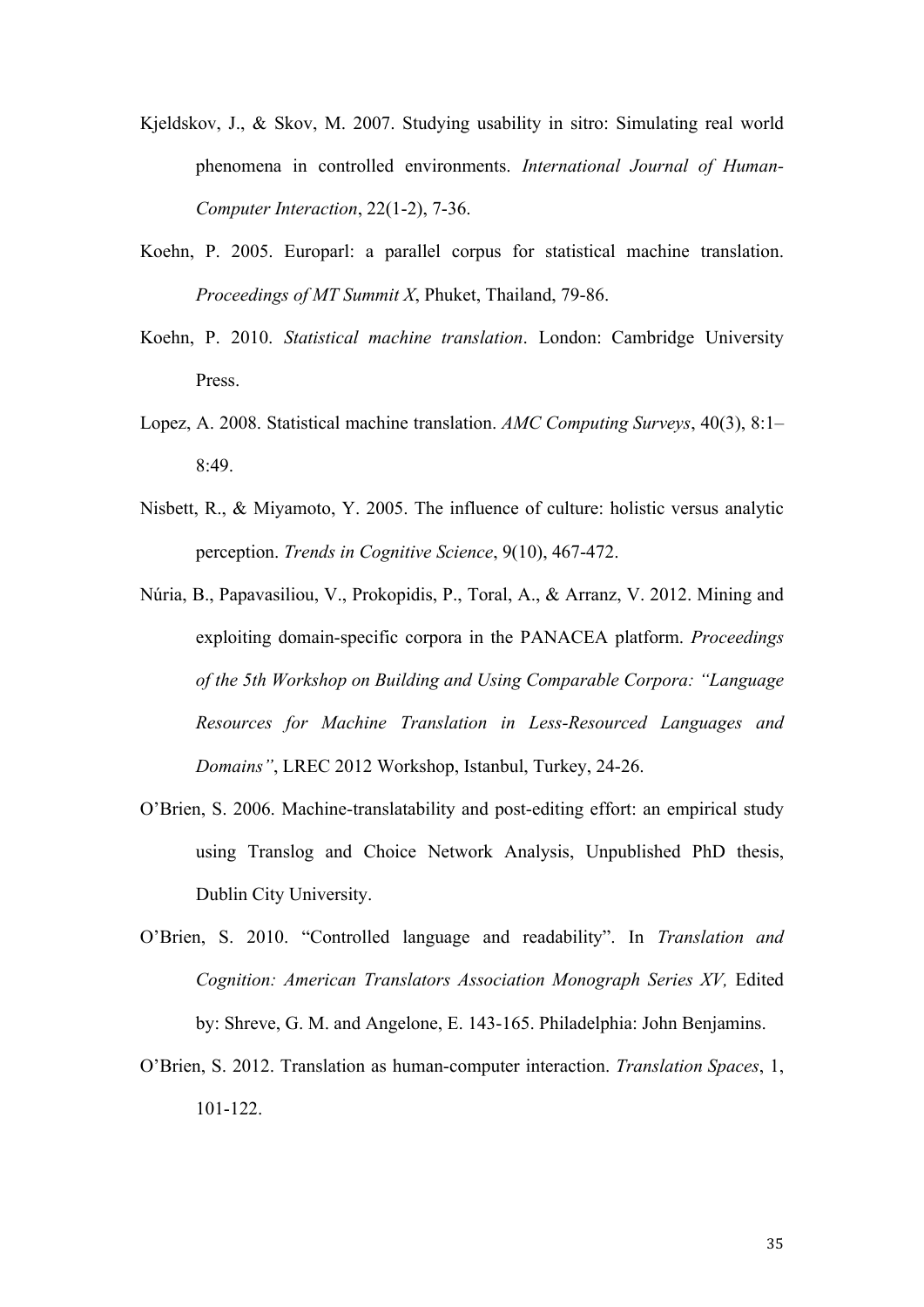Kjeldskov, J., & Skov, M. 2007. Studying usability in sitro: Simulating real world phenomena in controlled environments. *International Journal of Human-Computer Interaction*, 22(1-2), 7-36.

Koehn, P. 2005. Europarl: a parallel corpus for statistical machine translation. *Proceedings of MT Summit X*, Phuket, Thailand, 79-86.

Koehn, P. 2010. *Statistical machine translation*. London: Cambridge University Press.

Lopez, A. 2008. Statistical machine translation. *AMC Computing Surveys*, 40(3), 8:1–8:49.

Nisbett, R., & Miyamoto, Y. 2005. The influence of culture: holistic versus analytic perception. *Trends in Cognitive Science*, 9(10), 467-472.

Núria, B., Papavasiliou, V., Prokopidis, P., Toral, A., & Arranz, V. 2012. Mining and exploiting domain-specific corpora in the PANACEA platform. *Proceedings of the 5th Workshop on Building and Using Comparable Corpora: "Language Resources for Machine Translation in Less-Resourced Languages and Domains"*, LREC 2012 Workshop, Istanbul, Turkey, 24-26.

O'Brien, S. 2006. Machine-translatability and post-editing effort: an empirical study using Translog and Choice Network Analysis, Unpublished PhD thesis, Dublin City University.

O'Brien, S. 2010. "Controlled language and readability". In *Translation and Cognition: American Translators Association Monograph Series XV,* Edited by: Shreve, G. M. and Angelone, E. 143-165. Philadelphia: John Benjamins.

O'Brien, S. 2012. Translation as human-computer interaction. *Translation Spaces*, 1, 101-122.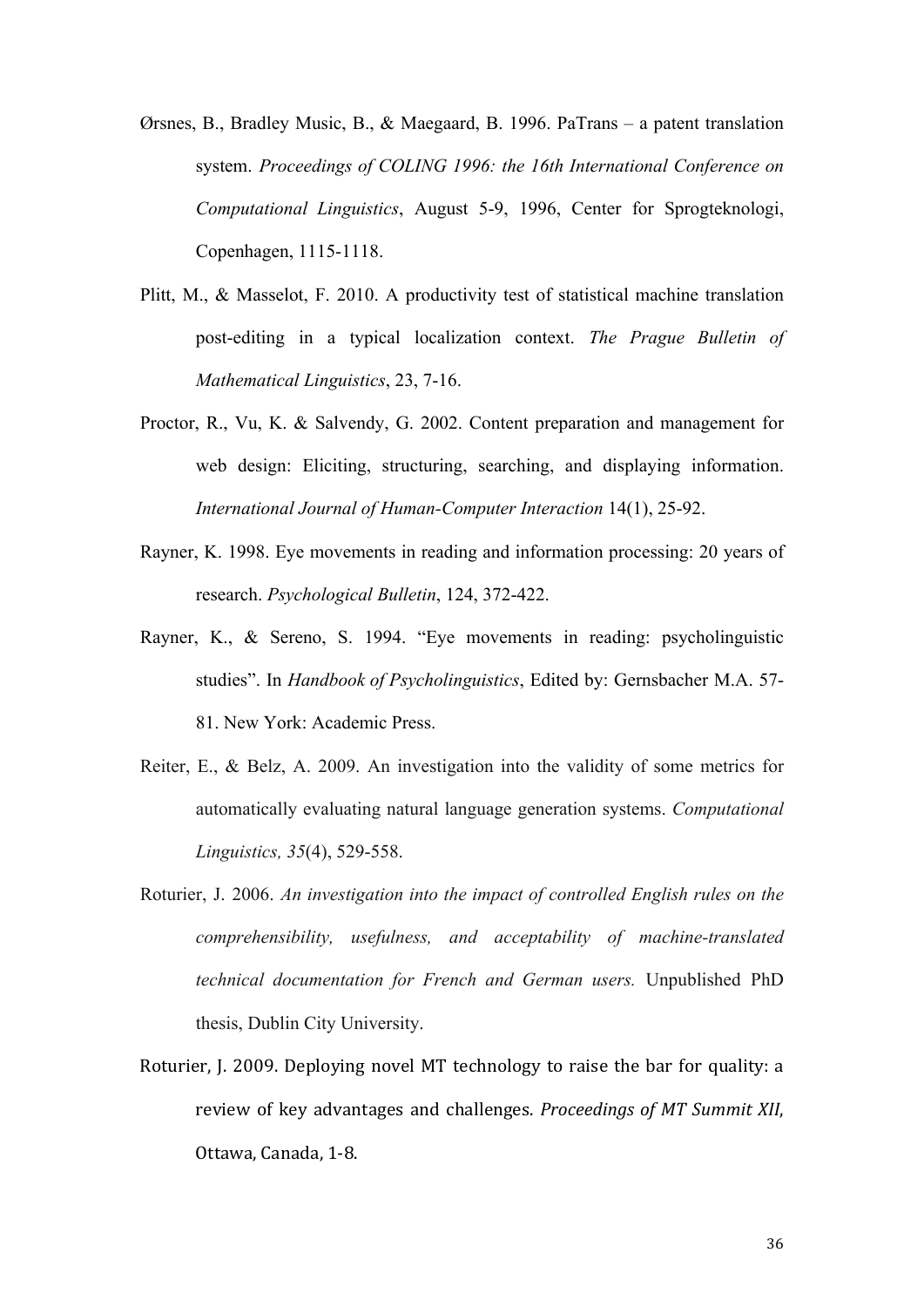Ørsnes, B., Bradley Music, B., & Maegaard, B. 1996. PaTrans – a patent translation system. *Proceedings of COLING 1996: the 16th International Conference on Computational Linguistics*, August 5-9, 1996, Center for Sprogteknologi, Copenhagen, 1115-1118.

Plitt, M., & Masselot, F. 2010. A productivity test of statistical machine translation post-editing in a typical localization context. *The Prague Bulletin of Mathematical Linguistics*, 23, 7-16.

Proctor, R., Vu, K. & Salvendy, G. 2002. Content preparation and management for web design: Eliciting, structuring, searching, and displaying information. *International Journal of Human-Computer Interaction* 14(1), 25-92.

Rayner, K. 1998. Eye movements in reading and information processing: 20 years of research. *Psychological Bulletin*, 124, 372-422.

Rayner, K., & Sereno, S. 1994. "Eye movements in reading: psycholinguistic studies". In *Handbook of Psycholinguistics*, Edited by: Gernsbacher M.A. 57-81. New York: Academic Press.

Reiter, E., & Belz, A. 2009. An investigation into the validity of some metrics for automatically evaluating natural language generation systems. *Computational Linguistics, 35*(4), 529-558.

Roturier, J. 2006. *An investigation into the impact of controlled English rules on the comprehensibility, usefulness, and acceptability of machine-translated technical documentation for French and German users.* Unpublished PhD thesis, Dublin City University.

Roturier, J. 2009. Deploying novel MT technology to raise the bar for quality: a review of key advantages and challenges. *Proceedings of MT Summit XII*, Ottawa, Canada, 1-8.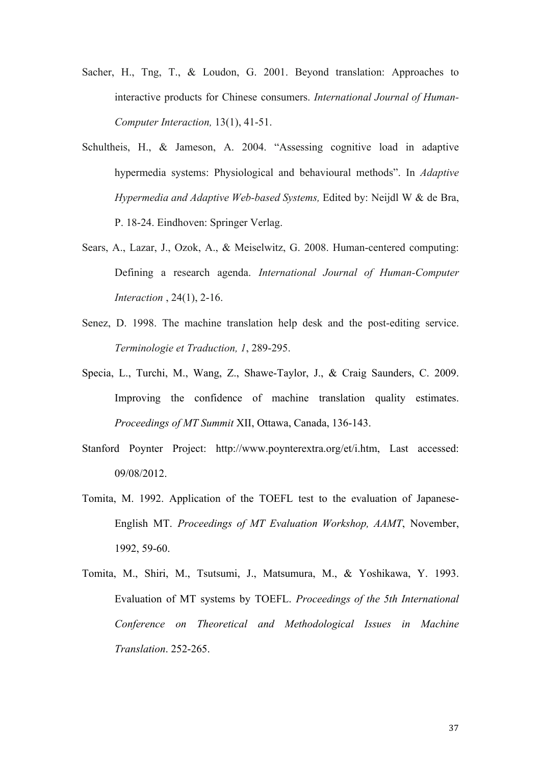Sacher, H., Tng, T., & Loudon, G. 2001. Beyond translation: Approaches to interactive products for Chinese consumers. *International Journal of Human-Computer Interaction,* 13(1), 41-51.

Schultheis, H., & Jameson, A. 2004. "Assessing cognitive load in adaptive hypermedia systems: Physiological and behavioural methods". In *Adaptive Hypermedia and Adaptive Web-based Systems,* Edited by: Neijdl W & de Bra, P. 18-24. Eindhoven: Springer Verlag.

Sears, A., Lazar, J., Ozok, A., & Meiselwitz, G. 2008. Human-centered computing: Defining a research agenda. *International Journal of Human-Computer Interaction* , 24(1), 2-16.

Senez, D. 1998. The machine translation help desk and the post-editing service. *Terminologie et Traduction, 1*, 289-295.

Specia, L., Turchi, M., Wang, Z., Shawe-Taylor, J., & Craig Saunders, C. 2009. Improving the confidence of machine translation quality estimates. *Proceedings of MT Summit* XII, Ottawa, Canada, 136-143.

Stanford Poynter Project: http://www.poynterextra.org/et/i.htm, Last accessed: 09/08/2012.

Tomita, M. 1992. Application of the TOEFL test to the evaluation of Japanese-English MT. *Proceedings of MT Evaluation Workshop, AAMT*, November, 1992, 59-60.

Tomita, M., Shiri, M., Tsutsumi, J., Matsumura, M., & Yoshikawa, Y. 1993. Evaluation of MT systems by TOEFL. *Proceedings of the 5th International Conference on Theoretical and Methodological Issues in Machine Translation*. 252-265.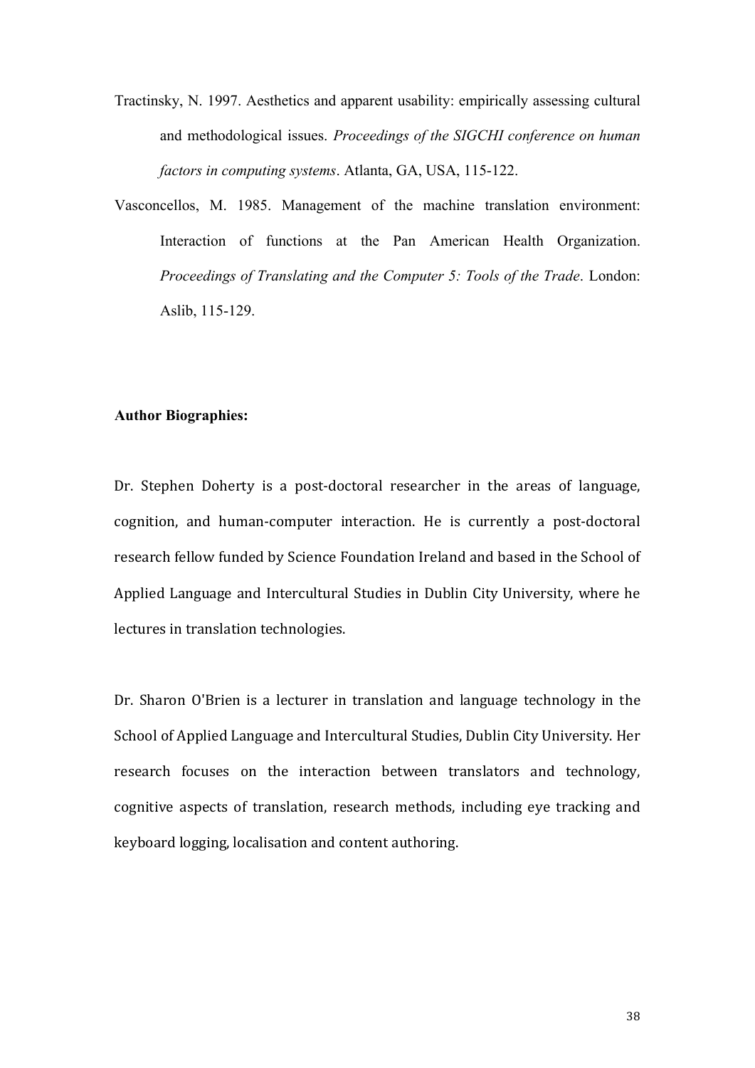Tractinsky, N. 1997. Aesthetics and apparent usability: empirically assessing cultural and methodological issues. *Proceedings of the SIGCHI conference on human factors in computing systems*. Atlanta, GA, USA, 115-122.

Vasconcellos, M. 1985. Management of the machine translation environment: Interaction of functions at the Pan American Health Organization. *Proceedings of Translating and the Computer 5: Tools of the Trade*. London: Aslib, 115-129.

**Author Biographies:**

Dr. Stephen Doherty is a post-doctoral researcher in the areas of language, cognition, and human-computer interaction. He is currently a post-doctoral research fellow funded by Science Foundation Ireland and based in the School of Applied Language and Intercultural Studies in Dublin City University, where he lectures in translation technologies.

Dr. Sharon O'Brien is a lecturer in translation and language technology in the School of Applied Language and Intercultural Studies, Dublin City University. Her research focuses on the interaction between translators and technology, cognitive aspects of translation, research methods, including eye tracking and keyboard logging, localisation and content authoring.